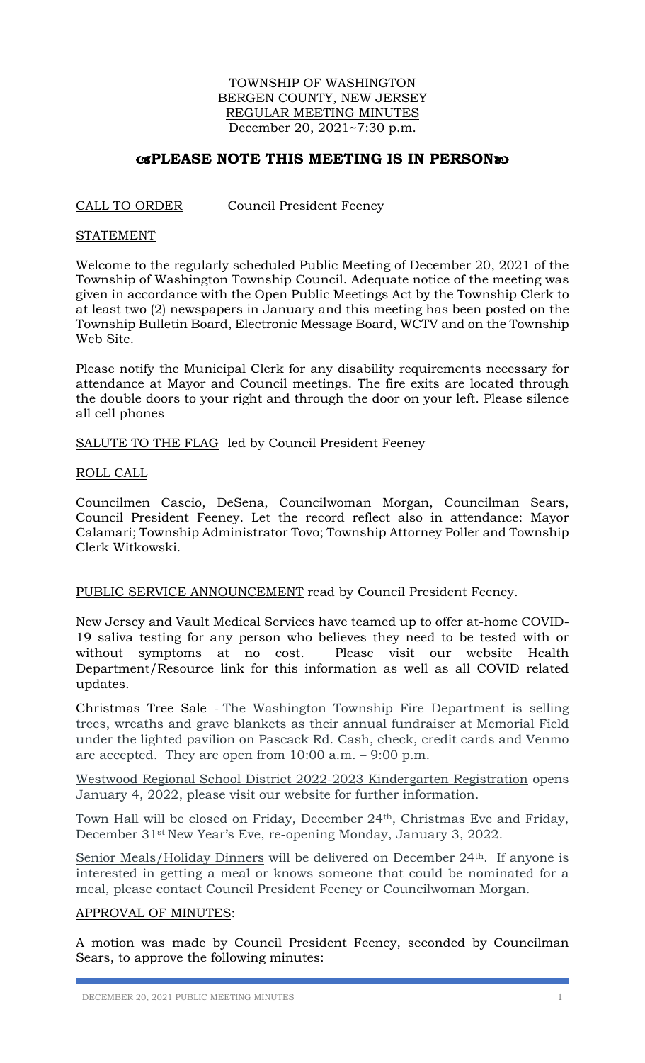TOWNSHIP OF WASHINGTON
BERGEN COUNTY, NEW JERSEY
REGULAR MEETING MINUTES
December 20, 2021~7:30 p.m.

## PLEASE NOTE THIS MEETING IS IN PERSON

CALL TO ORDER Council President Feeney

STATEMENT

Welcome to the regularly scheduled Public Meeting of December 20, 2021 of the Township of Washington Township Council. Adequate notice of the meeting was given in accordance with the Open Public Meetings Act by the Township Clerk to at least two (2) newspapers in January and this meeting has been posted on the Township Bulletin Board, Electronic Message Board, WCTV and on the Township Web Site.

Please notify the Municipal Clerk for any disability requirements necessary for attendance at Mayor and Council meetings. The fire exits are located through the double doors to your right and through the door on your left. Please silence all cell phones

SALUTE TO THE FLAG led by Council President Feeney

ROLL CALL

Councilmen Cascio, DeSena, Councilwoman Morgan, Councilman Sears, Council President Feeney. Let the record reflect also in attendance: Mayor Calamari; Township Administrator Tovo; Township Attorney Poller and Township Clerk Witkowski.

PUBLIC SERVICE ANNOUNCEMENT read by Council President Feeney.

New Jersey and Vault Medical Services have teamed up to offer at-home COVID-19 saliva testing for any person who believes they need to be tested with or without symptoms at no cost. Please visit our website Health Department/Resource link for this information as well as all COVID related updates.

Christmas Tree Sale - The Washington Township Fire Department is selling trees, wreaths and grave blankets as their annual fundraiser at Memorial Field under the lighted pavilion on Pascack Rd. Cash, check, credit cards and Venmo are accepted. They are open from 10:00 a.m. – 9:00 p.m.

Westwood Regional School District 2022-2023 Kindergarten Registration opens January 4, 2022, please visit our website for further information.

Town Hall will be closed on Friday, December 24th, Christmas Eve and Friday, December 31st New Year's Eve, re-opening Monday, January 3, 2022.

Senior Meals/Holiday Dinners will be delivered on December 24th. If anyone is interested in getting a meal or knows someone that could be nominated for a meal, please contact Council President Feeney or Councilwoman Morgan.

APPROVAL OF MINUTES:

A motion was made by Council President Feeney, seconded by Councilman Sears, to approve the following minutes: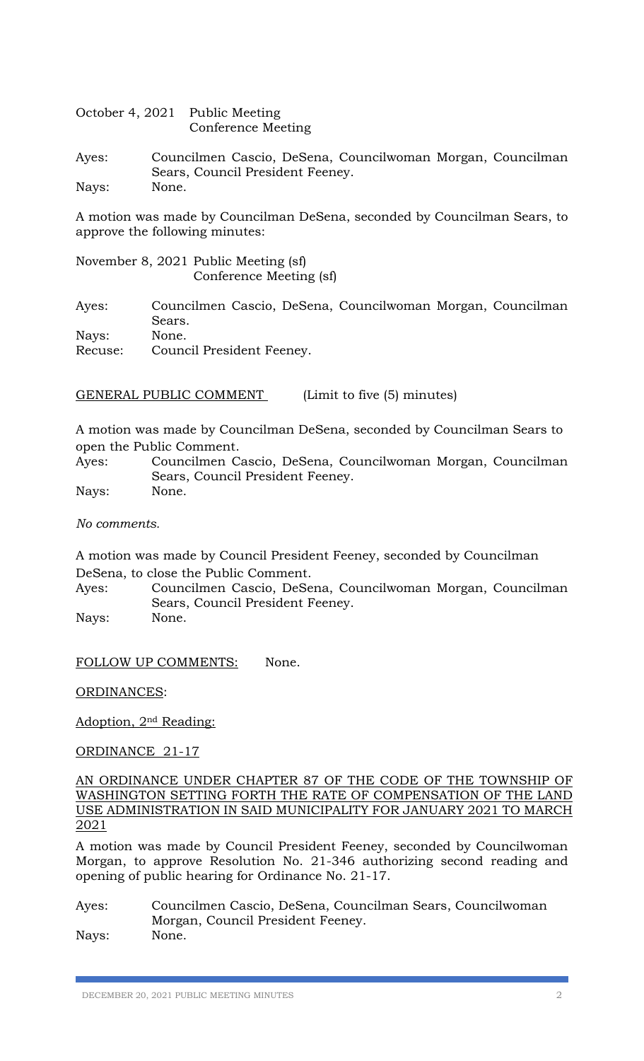October 4, 2021 Public Meeting
Conference Meeting

Ayes: Councilmen Cascio, DeSena, Councilwoman Morgan, Councilman Sears, Council President Feeney.
Nays: None.

A motion was made by Councilman DeSena, seconded by Councilman Sears, to approve the following minutes:

November 8, 2021 Public Meeting (sf)
Conference Meeting (sf)

Ayes: Councilmen Cascio, DeSena, Councilwoman Morgan, Councilman Sears.
Nays: None.
Recuse: Council President Feeney.

GENERAL PUBLIC COMMENT (Limit to five (5) minutes)

A motion was made by Councilman DeSena, seconded by Councilman Sears to open the Public Comment.
Ayes: Councilmen Cascio, DeSena, Councilwoman Morgan, Councilman Sears, Council President Feeney.
Nays: None.

*No comments.*

A motion was made by Council President Feeney, seconded by Councilman DeSena, to close the Public Comment.
Ayes: Councilmen Cascio, DeSena, Councilwoman Morgan, Councilman Sears, Council President Feeney.
Nays: None.

FOLLOW UP COMMENTS: None.

ORDINANCES:

Adoption, 2nd Reading:

ORDINANCE 21-17

AN ORDINANCE UNDER CHAPTER 87 OF THE CODE OF THE TOWNSHIP OF WASHINGTON SETTING FORTH THE RATE OF COMPENSATION OF THE LAND USE ADMINISTRATION IN SAID MUNICIPALITY FOR JANUARY 2021 TO MARCH 2021

A motion was made by Council President Feeney, seconded by Councilwoman Morgan, to approve Resolution No. 21-346 authorizing second reading and opening of public hearing for Ordinance No. 21-17.

Ayes: Councilmen Cascio, DeSena, Councilman Sears, Councilwoman Morgan, Council President Feeney.
Nays: None.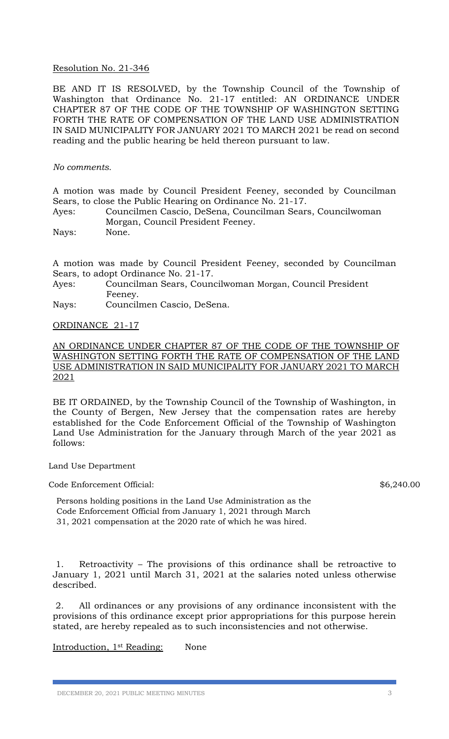<u>Resolution No. 21-346</u>

BE AND IT IS RESOLVED, by the Township Council of the Township of Washington that Ordinance No. 21-17 entitled: AN ORDINANCE UNDER CHAPTER 87 OF THE CODE OF THE TOWNSHIP OF WASHINGTON SETTING FORTH THE RATE OF COMPENSATION OF THE LAND USE ADMINISTRATION IN SAID MUNICIPALITY FOR JANUARY 2021 TO MARCH 2021 be read on second reading and the public hearing be held thereon pursuant to law.

*No comments.*

A motion was made by Council President Feeney, seconded by Councilman Sears, to close the Public Hearing on Ordinance No. 21-17.

Ayes: Councilmen Cascio, DeSena, Councilman Sears, Councilwoman Morgan, Council President Feeney.

Nays: None.

A motion was made by Council President Feeney, seconded by Councilman Sears, to adopt Ordinance No. 21-17.

Ayes: Councilman Sears, Councilwoman Morgan, Council President Feeney.

Nays: Councilmen Cascio, DeSena.

<u>ORDINANCE 21-17</u>

<u>AN ORDINANCE UNDER CHAPTER 87 OF THE CODE OF THE TOWNSHIP OF WASHINGTON SETTING FORTH THE RATE OF COMPENSATION OF THE LAND USE ADMINISTRATION IN SAID MUNICIPALITY FOR JANUARY 2021 TO MARCH 2021</u>

BE IT ORDAINED, by the Township Council of the Township of Washington, in the County of Bergen, New Jersey that the compensation rates are hereby established for the Code Enforcement Official of the Township of Washington Land Use Administration for the January through March of the year 2021 as follows:

Land Use Department

Code Enforcement Official: $6,240.00

Persons holding positions in the Land Use Administration as the Code Enforcement Official from January 1, 2021 through March 31, 2021 compensation at the 2020 rate of which he was hired.

1. Retroactivity – The provisions of this ordinance shall be retroactive to January 1, 2021 until March 31, 2021 at the salaries noted unless otherwise described.

2. All ordinances or any provisions of any ordinance inconsistent with the provisions of this ordinance except prior appropriations for this purpose herein stated, are hereby repealed as to such inconsistencies and not otherwise.

<u>Introduction, 1st Reading:</u> None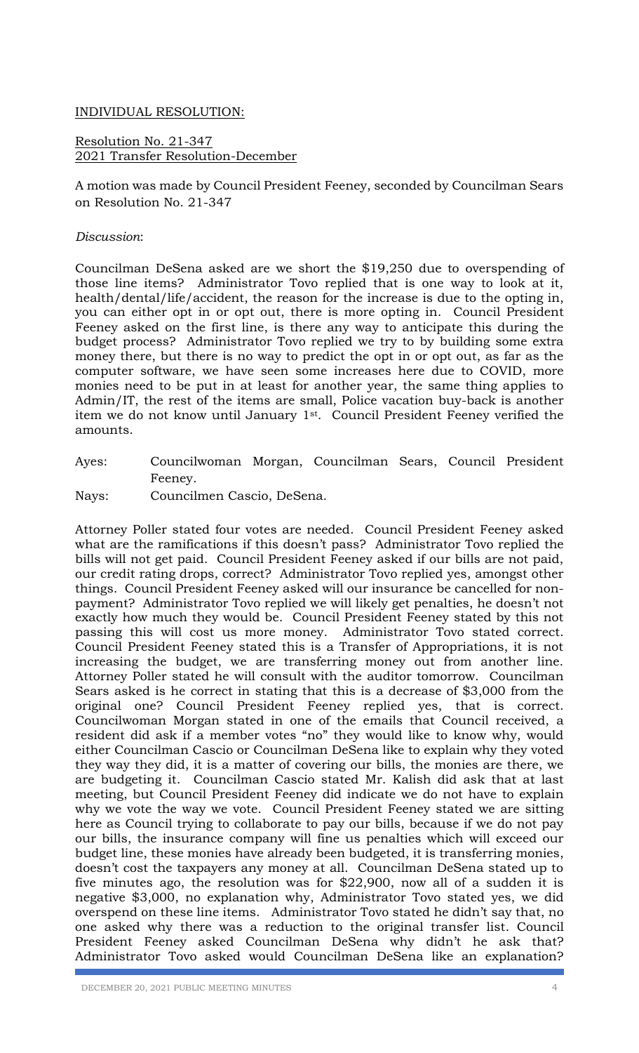INDIVIDUAL RESOLUTION:

Resolution No. 21-347
2021 Transfer Resolution-December

A motion was made by Council President Feeney, seconded by Councilman Sears on Resolution No. 21-347

*Discussion*:

Councilman DeSena asked are we short the $19,250 due to overspending of those line items? Administrator Tovo replied that is one way to look at it, health/dental/life/accident, the reason for the increase is due to the opting in, you can either opt in or opt out, there is more opting in. Council President Feeney asked on the first line, is there any way to anticipate this during the budget process? Administrator Tovo replied we try to by building some extra money there, but there is no way to predict the opt in or opt out, as far as the computer software, we have seen some increases here due to COVID, more monies need to be put in at least for another year, the same thing applies to Admin/IT, the rest of the items are small, Police vacation buy-back is another item we do not know until January 1st. Council President Feeney verified the amounts.

Ayes: Councilwoman Morgan, Councilman Sears, Council President Feeney.
Nays: Councilmen Cascio, DeSena.

Attorney Poller stated four votes are needed. Council President Feeney asked what are the ramifications if this doesn't pass? Administrator Tovo replied the bills will not get paid. Council President Feeney asked if our bills are not paid, our credit rating drops, correct? Administrator Tovo replied yes, amongst other things. Council President Feeney asked will our insurance be cancelled for non-payment? Administrator Tovo replied we will likely get penalties, he doesn't not exactly how much they would be. Council President Feeney stated by this not passing this will cost us more money. Administrator Tovo stated correct. Council President Feeney stated this is a Transfer of Appropriations, it is not increasing the budget, we are transferring money out from another line. Attorney Poller stated he will consult with the auditor tomorrow. Councilman Sears asked is he correct in stating that this is a decrease of $3,000 from the original one? Council President Feeney replied yes, that is correct. Councilwoman Morgan stated in one of the emails that Council received, a resident did ask if a member votes "no" they would like to know why, would either Councilman Cascio or Councilman DeSena like to explain why they voted they way they did, it is a matter of covering our bills, the monies are there, we are budgeting it. Councilman Cascio stated Mr. Kalish did ask that at last meeting, but Council President Feeney did indicate we do not have to explain why we vote the way we vote. Council President Feeney stated we are sitting here as Council trying to collaborate to pay our bills, because if we do not pay our bills, the insurance company will fine us penalties which will exceed our budget line, these monies have already been budgeted, it is transferring monies, doesn't cost the taxpayers any money at all. Councilman DeSena stated up to five minutes ago, the resolution was for $22,900, now all of a sudden it is negative $3,000, no explanation why, Administrator Tovo stated yes, we did overspend on these line items. Administrator Tovo stated he didn't say that, no one asked why there was a reduction to the original transfer list. Council President Feeney asked Councilman DeSena why didn't he ask that? Administrator Tovo asked would Councilman DeSena like an explanation?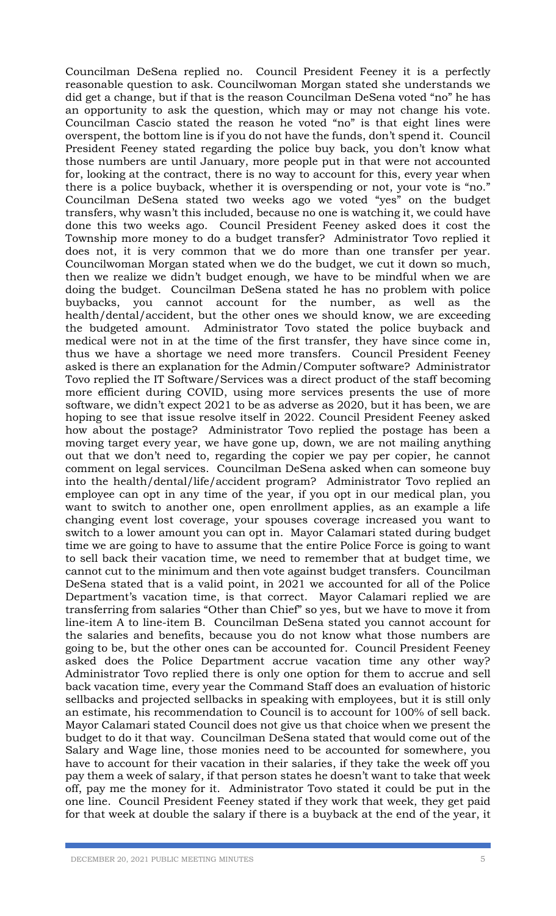Councilman DeSena replied no. Council President Feeney it is a perfectly reasonable question to ask. Councilwoman Morgan stated she understands we did get a change, but if that is the reason Councilman DeSena voted "no" he has an opportunity to ask the question, which may or may not change his vote. Councilman Cascio stated the reason he voted "no" is that eight lines were overspent, the bottom line is if you do not have the funds, don't spend it. Council President Feeney stated regarding the police buy back, you don't know what those numbers are until January, more people put in that were not accounted for, looking at the contract, there is no way to account for this, every year when there is a police buyback, whether it is overspending or not, your vote is "no." Councilman DeSena stated two weeks ago we voted "yes" on the budget transfers, why wasn't this included, because no one is watching it, we could have done this two weeks ago. Council President Feeney asked does it cost the Township more money to do a budget transfer? Administrator Tovo replied it does not, it is very common that we do more than one transfer per year. Councilwoman Morgan stated when we do the budget, we cut it down so much, then we realize we didn't budget enough, we have to be mindful when we are doing the budget. Councilman DeSena stated he has no problem with police buybacks, you cannot account for the number, as well as the health/dental/accident, but the other ones we should know, we are exceeding the budgeted amount. Administrator Tovo stated the police buyback and medical were not in at the time of the first transfer, they have since come in, thus we have a shortage we need more transfers. Council President Feeney asked is there an explanation for the Admin/Computer software? Administrator Tovo replied the IT Software/Services was a direct product of the staff becoming more efficient during COVID, using more services presents the use of more software, we didn't expect 2021 to be as adverse as 2020, but it has been, we are hoping to see that issue resolve itself in 2022. Council President Feeney asked how about the postage? Administrator Tovo replied the postage has been a moving target every year, we have gone up, down, we are not mailing anything out that we don't need to, regarding the copier we pay per copier, he cannot comment on legal services. Councilman DeSena asked when can someone buy into the health/dental/life/accident program? Administrator Tovo replied an employee can opt in any time of the year, if you opt in our medical plan, you want to switch to another one, open enrollment applies, as an example a life changing event lost coverage, your spouses coverage increased you want to switch to a lower amount you can opt in. Mayor Calamari stated during budget time we are going to have to assume that the entire Police Force is going to want to sell back their vacation time, we need to remember that at budget time, we cannot cut to the minimum and then vote against budget transfers. Councilman DeSena stated that is a valid point, in 2021 we accounted for all of the Police Department's vacation time, is that correct. Mayor Calamari replied we are transferring from salaries "Other than Chief" so yes, but we have to move it from line-item A to line-item B. Councilman DeSena stated you cannot account for the salaries and benefits, because you do not know what those numbers are going to be, but the other ones can be accounted for. Council President Feeney asked does the Police Department accrue vacation time any other way? Administrator Tovo replied there is only one option for them to accrue and sell back vacation time, every year the Command Staff does an evaluation of historic sellbacks and projected sellbacks in speaking with employees, but it is still only an estimate, his recommendation to Council is to account for 100% of sell back. Mayor Calamari stated Council does not give us that choice when we present the budget to do it that way. Councilman DeSena stated that would come out of the Salary and Wage line, those monies need to be accounted for somewhere, you have to account for their vacation in their salaries, if they take the week off you pay them a week of salary, if that person states he doesn't want to take that week off, pay me the money for it. Administrator Tovo stated it could be put in the one line. Council President Feeney stated if they work that week, they get paid for that week at double the salary if there is a buyback at the end of the year, it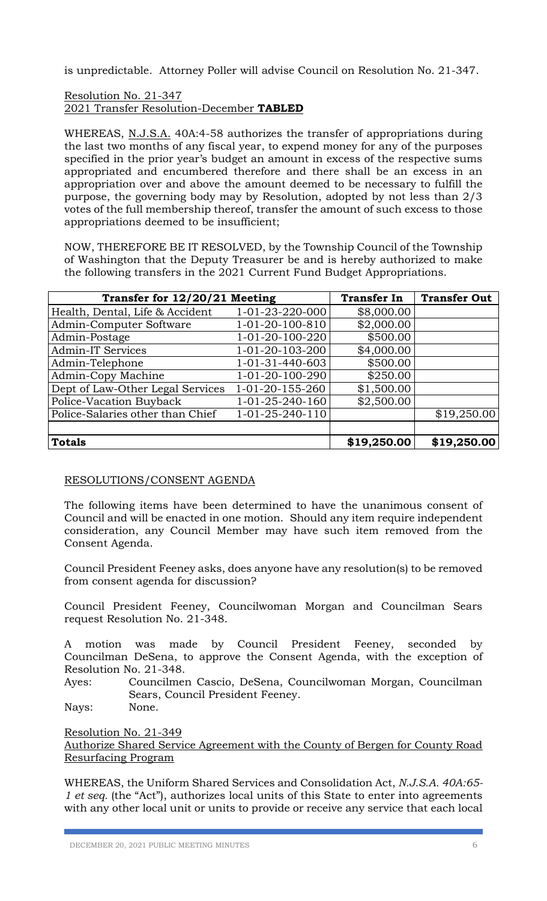is unpredictable. Attorney Poller will advise Council on Resolution No. 21-347.

Resolution No. 21-347
2021 Transfer Resolution-December **TABLED**

WHEREAS, N.J.S.A. 40A:4-58 authorizes the transfer of appropriations during the last two months of any fiscal year, to expend money for any of the purposes specified in the prior year's budget an amount in excess of the respective sums appropriated and encumbered therefore and there shall be an excess in an appropriation over and above the amount deemed to be necessary to fulfill the purpose, the governing body may by Resolution, adopted by not less than 2/3 votes of the full membership thereof, transfer the amount of such excess to those appropriations deemed to be insufficient;

NOW, THEREFORE BE IT RESOLVED, by the Township Council of the Township of Washington that the Deputy Treasurer be and is hereby authorized to make the following transfers in the 2021 Current Fund Budget Appropriations.

| **Transfer for 12/20/21 Meeting** | | **Transfer In** | **Transfer Out** |
|---|---|---|---|
| Health, Dental, Life & Accident | 1-01-23-220-000 | $8,000.00 | |
| Admin-Computer Software | 1-01-20-100-810 | $2,000.00 | |
| Admin-Postage | 1-01-20-100-220 | $500.00 | |
| Admin-IT Services | 1-01-20-103-200 | $4,000.00 | |
| Admin-Telephone | 1-01-31-440-603 | $500.00 | |
| Admin-Copy Machine | 1-01-20-100-290 | $250.00 | |
| Dept of Law-Other Legal Services | 1-01-20-155-260 | $1,500.00 | |
| Police-Vacation Buyback | 1-01-25-240-160 | $2,500.00 | |
| Police-Salaries other than Chief | 1-01-25-240-110 | | $19,250.00 |
| | | | |
| **Totals** | | **$19,250.00** | **$19,250.00** |

RESOLUTIONS/CONSENT AGENDA

The following items have been determined to have the unanimous consent of Council and will be enacted in one motion. Should any item require independent consideration, any Council Member may have such item removed from the Consent Agenda.

Council President Feeney asks, does anyone have any resolution(s) to be removed from consent agenda for discussion?

Council President Feeney, Councilwoman Morgan and Councilman Sears request Resolution No. 21-348.

A motion was made by Council President Feeney, seconded by Councilman DeSena, to approve the Consent Agenda, with the exception of Resolution No. 21-348.

Ayes: Councilmen Cascio, DeSena, Councilwoman Morgan, Councilman Sears, Council President Feeney.
Nays: None.

Resolution No. 21-349
Authorize Shared Service Agreement with the County of Bergen for County Road Resurfacing Program

WHEREAS, the Uniform Shared Services and Consolidation Act, *N.J.S.A. 40A:65-1 et seq.* (the "Act"), authorizes local units of this State to enter into agreements with any other local unit or units to provide or receive any service that each local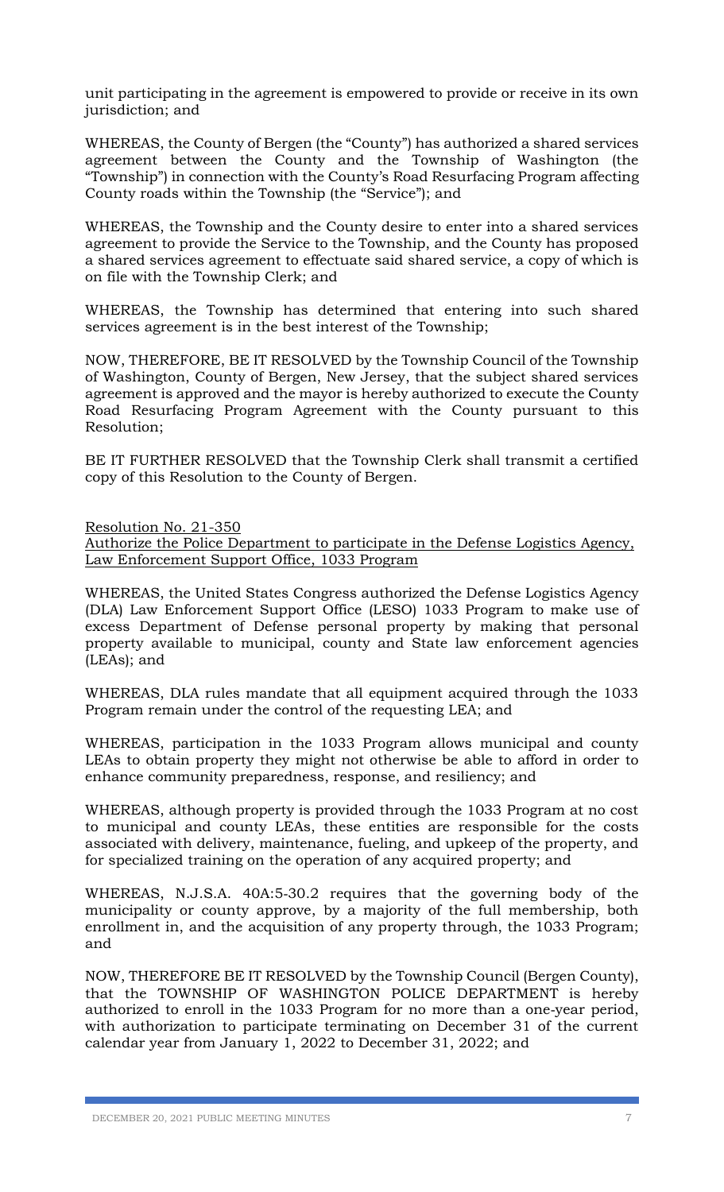unit participating in the agreement is empowered to provide or receive in its own jurisdiction; and

WHEREAS, the County of Bergen (the "County") has authorized a shared services agreement between the County and the Township of Washington (the "Township") in connection with the County's Road Resurfacing Program affecting County roads within the Township (the "Service"); and

WHEREAS, the Township and the County desire to enter into a shared services agreement to provide the Service to the Township, and the County has proposed a shared services agreement to effectuate said shared service, a copy of which is on file with the Township Clerk; and

WHEREAS, the Township has determined that entering into such shared services agreement is in the best interest of the Township;

NOW, THEREFORE, BE IT RESOLVED by the Township Council of the Township of Washington, County of Bergen, New Jersey, that the subject shared services agreement is approved and the mayor is hereby authorized to execute the County Road Resurfacing Program Agreement with the County pursuant to this Resolution;

BE IT FURTHER RESOLVED that the Township Clerk shall transmit a certified copy of this Resolution to the County of Bergen.

Resolution No. 21-350
Authorize the Police Department to participate in the Defense Logistics Agency, Law Enforcement Support Office, 1033 Program

WHEREAS, the United States Congress authorized the Defense Logistics Agency (DLA) Law Enforcement Support Office (LESO) 1033 Program to make use of excess Department of Defense personal property by making that personal property available to municipal, county and State law enforcement agencies (LEAs); and

WHEREAS, DLA rules mandate that all equipment acquired through the 1033 Program remain under the control of the requesting LEA; and

WHEREAS, participation in the 1033 Program allows municipal and county LEAs to obtain property they might not otherwise be able to afford in order to enhance community preparedness, response, and resiliency; and

WHEREAS, although property is provided through the 1033 Program at no cost to municipal and county LEAs, these entities are responsible for the costs associated with delivery, maintenance, fueling, and upkeep of the property, and for specialized training on the operation of any acquired property; and

WHEREAS, N.J.S.A. 40A:5-30.2 requires that the governing body of the municipality or county approve, by a majority of the full membership, both enrollment in, and the acquisition of any property through, the 1033 Program; and

NOW, THEREFORE BE IT RESOLVED by the Township Council (Bergen County), that the TOWNSHIP OF WASHINGTON POLICE DEPARTMENT is hereby authorized to enroll in the 1033 Program for no more than a one-year period, with authorization to participate terminating on December 31 of the current calendar year from January 1, 2022 to December 31, 2022; and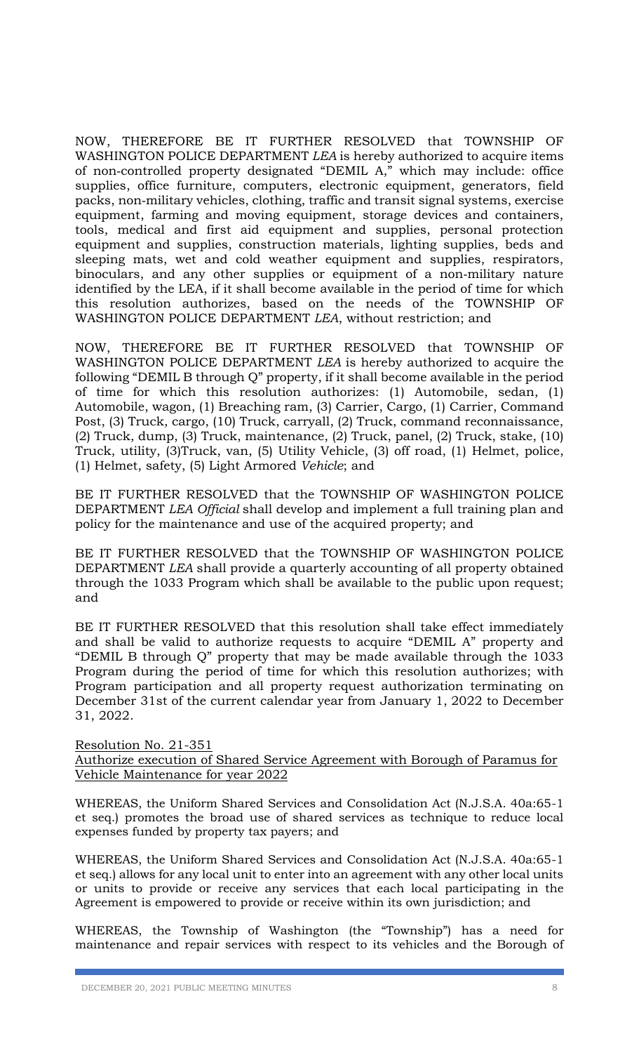NOW, THEREFORE BE IT FURTHER RESOLVED that TOWNSHIP OF WASHINGTON POLICE DEPARTMENT *LEA* is hereby authorized to acquire items of non-controlled property designated "DEMIL A," which may include: office supplies, office furniture, computers, electronic equipment, generators, field packs, non-military vehicles, clothing, traffic and transit signal systems, exercise equipment, farming and moving equipment, storage devices and containers, tools, medical and first aid equipment and supplies, personal protection equipment and supplies, construction materials, lighting supplies, beds and sleeping mats, wet and cold weather equipment and supplies, respirators, binoculars, and any other supplies or equipment of a non-military nature identified by the LEA, if it shall become available in the period of time for which this resolution authorizes, based on the needs of the TOWNSHIP OF WASHINGTON POLICE DEPARTMENT *LEA*, without restriction; and

NOW, THEREFORE BE IT FURTHER RESOLVED that TOWNSHIP OF WASHINGTON POLICE DEPARTMENT *LEA* is hereby authorized to acquire the following "DEMIL B through Q" property, if it shall become available in the period of time for which this resolution authorizes: (1) Automobile, sedan, (1) Automobile, wagon, (1) Breaching ram, (3) Carrier, Cargo, (1) Carrier, Command Post, (3) Truck, cargo, (10) Truck, carryall, (2) Truck, command reconnaissance, (2) Truck, dump, (3) Truck, maintenance, (2) Truck, panel, (2) Truck, stake, (10) Truck, utility, (3)Truck, van, (5) Utility Vehicle, (3) off road, (1) Helmet, police, (1) Helmet, safety, (5) Light Armored *Vehicle*; and

BE IT FURTHER RESOLVED that the TOWNSHIP OF WASHINGTON POLICE DEPARTMENT *LEA Official* shall develop and implement a full training plan and policy for the maintenance and use of the acquired property; and

BE IT FURTHER RESOLVED that the TOWNSHIP OF WASHINGTON POLICE DEPARTMENT *LEA* shall provide a quarterly accounting of all property obtained through the 1033 Program which shall be available to the public upon request; and

BE IT FURTHER RESOLVED that this resolution shall take effect immediately and shall be valid to authorize requests to acquire "DEMIL A" property and "DEMIL B through Q" property that may be made available through the 1033 Program during the period of time for which this resolution authorizes; with Program participation and all property request authorization terminating on December 31st of the current calendar year from January 1, 2022 to December 31, 2022.

Resolution No. 21-351
Authorize execution of Shared Service Agreement with Borough of Paramus for Vehicle Maintenance for year 2022

WHEREAS, the Uniform Shared Services and Consolidation Act (N.J.S.A. 40a:65-1 et seq.) promotes the broad use of shared services as technique to reduce local expenses funded by property tax payers; and

WHEREAS, the Uniform Shared Services and Consolidation Act (N.J.S.A. 40a:65-1 et seq.) allows for any local unit to enter into an agreement with any other local units or units to provide or receive any services that each local participating in the Agreement is empowered to provide or receive within its own jurisdiction; and

WHEREAS, the Township of Washington (the "Township") has a need for maintenance and repair services with respect to its vehicles and the Borough of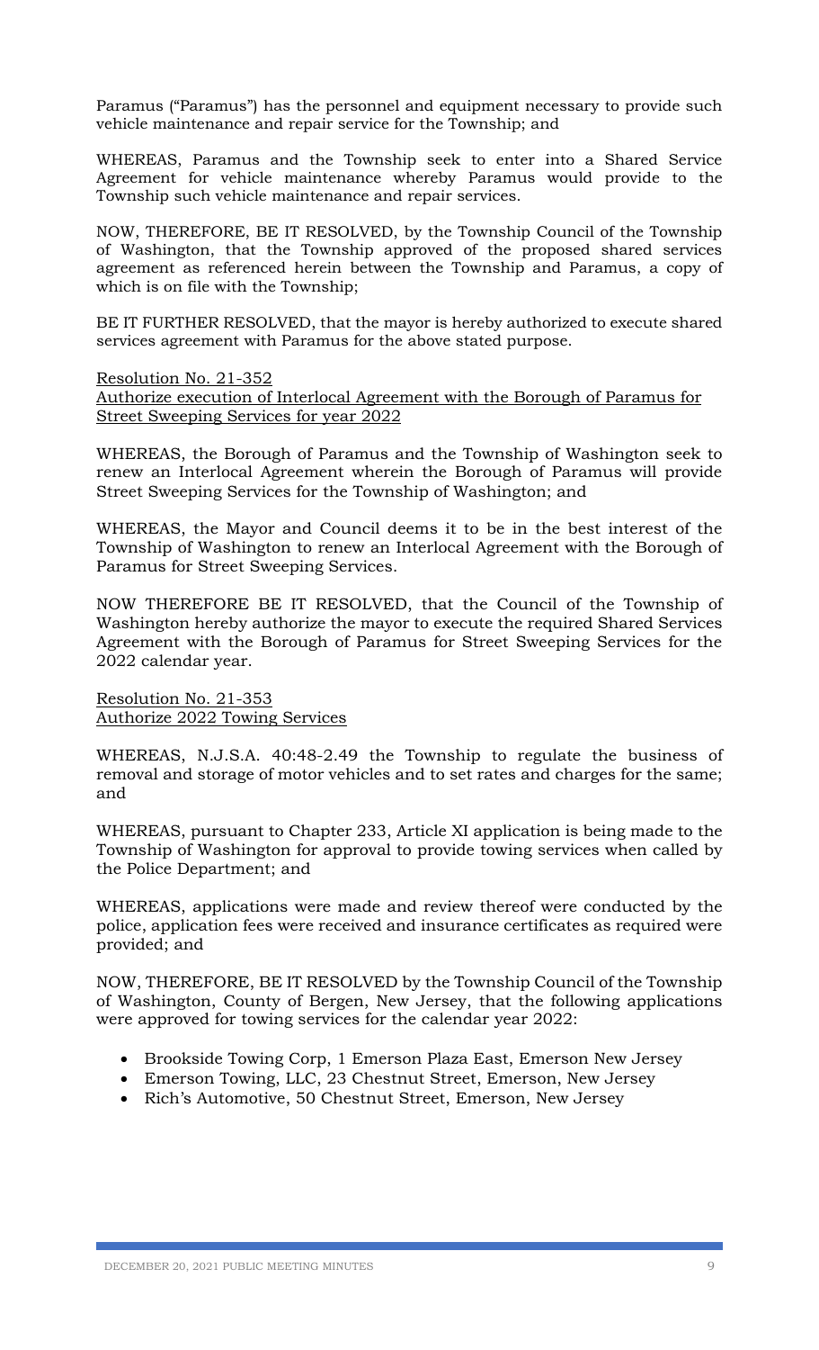Paramus ("Paramus") has the personnel and equipment necessary to provide such vehicle maintenance and repair service for the Township; and

WHEREAS, Paramus and the Township seek to enter into a Shared Service Agreement for vehicle maintenance whereby Paramus would provide to the Township such vehicle maintenance and repair services.

NOW, THEREFORE, BE IT RESOLVED, by the Township Council of the Township of Washington, that the Township approved of the proposed shared services agreement as referenced herein between the Township and Paramus, a copy of which is on file with the Township;

BE IT FURTHER RESOLVED, that the mayor is hereby authorized to execute shared services agreement with Paramus for the above stated purpose.

Resolution No. 21-352
Authorize execution of Interlocal Agreement with the Borough of Paramus for Street Sweeping Services for year 2022

WHEREAS, the Borough of Paramus and the Township of Washington seek to renew an Interlocal Agreement wherein the Borough of Paramus will provide Street Sweeping Services for the Township of Washington; and

WHEREAS, the Mayor and Council deems it to be in the best interest of the Township of Washington to renew an Interlocal Agreement with the Borough of Paramus for Street Sweeping Services.

NOW THEREFORE BE IT RESOLVED, that the Council of the Township of Washington hereby authorize the mayor to execute the required Shared Services Agreement with the Borough of Paramus for Street Sweeping Services for the 2022 calendar year.

Resolution No. 21-353
Authorize 2022 Towing Services

WHEREAS, N.J.S.A. 40:48-2.49 the Township to regulate the business of removal and storage of motor vehicles and to set rates and charges for the same; and

WHEREAS, pursuant to Chapter 233, Article XI application is being made to the Township of Washington for approval to provide towing services when called by the Police Department; and

WHEREAS, applications were made and review thereof were conducted by the police, application fees were received and insurance certificates as required were provided; and

NOW, THEREFORE, BE IT RESOLVED by the Township Council of the Township of Washington, County of Bergen, New Jersey, that the following applications were approved for towing services for the calendar year 2022:

- Brookside Towing Corp, 1 Emerson Plaza East, Emerson New Jersey
- Emerson Towing, LLC, 23 Chestnut Street, Emerson, New Jersey
- Rich's Automotive, 50 Chestnut Street, Emerson, New Jersey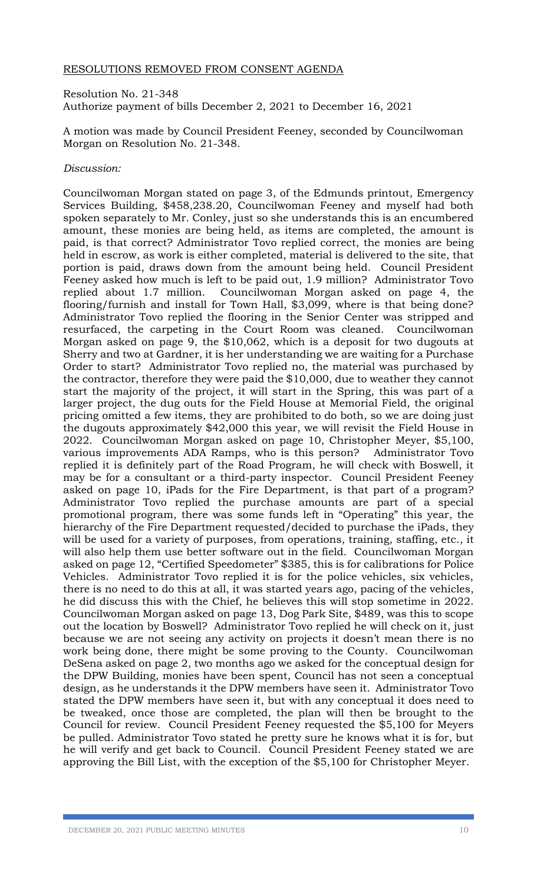RESOLUTIONS REMOVED FROM CONSENT AGENDA

Resolution No. 21-348
Authorize payment of bills December 2, 2021 to December 16, 2021

A motion was made by Council President Feeney, seconded by Councilwoman Morgan on Resolution No. 21-348.

*Discussion:*

Councilwoman Morgan stated on page 3, of the Edmunds printout, Emergency Services Building, $458,238.20, Councilwoman Feeney and myself had both spoken separately to Mr. Conley, just so she understands this is an encumbered amount, these monies are being held, as items are completed, the amount is paid, is that correct? Administrator Tovo replied correct, the monies are being held in escrow, as work is either completed, material is delivered to the site, that portion is paid, draws down from the amount being held. Council President Feeney asked how much is left to be paid out, 1.9 million? Administrator Tovo replied about 1.7 million. Councilwoman Morgan asked on page 4, the flooring/furnish and install for Town Hall, $3,099, where is that being done? Administrator Tovo replied the flooring in the Senior Center was stripped and resurfaced, the carpeting in the Court Room was cleaned. Councilwoman Morgan asked on page 9, the $10,062, which is a deposit for two dugouts at Sherry and two at Gardner, it is her understanding we are waiting for a Purchase Order to start? Administrator Tovo replied no, the material was purchased by the contractor, therefore they were paid the $10,000, due to weather they cannot start the majority of the project, it will start in the Spring, this was part of a larger project, the dug outs for the Field House at Memorial Field, the original pricing omitted a few items, they are prohibited to do both, so we are doing just the dugouts approximately $42,000 this year, we will revisit the Field House in 2022. Councilwoman Morgan asked on page 10, Christopher Meyer, $5,100, various improvements ADA Ramps, who is this person? Administrator Tovo replied it is definitely part of the Road Program, he will check with Boswell, it may be for a consultant or a third-party inspector. Council President Feeney asked on page 10, iPads for the Fire Department, is that part of a program? Administrator Tovo replied the purchase amounts are part of a special promotional program, there was some funds left in "Operating" this year, the hierarchy of the Fire Department requested/decided to purchase the iPads, they will be used for a variety of purposes, from operations, training, staffing, etc., it will also help them use better software out in the field. Councilwoman Morgan asked on page 12, "Certified Speedometer" $385, this is for calibrations for Police Vehicles. Administrator Tovo replied it is for the police vehicles, six vehicles, there is no need to do this at all, it was started years ago, pacing of the vehicles, he did discuss this with the Chief, he believes this will stop sometime in 2022. Councilwoman Morgan asked on page 13, Dog Park Site, $489, was this to scope out the location by Boswell? Administrator Tovo replied he will check on it, just because we are not seeing any activity on projects it doesn't mean there is no work being done, there might be some proving to the County. Councilwoman DeSena asked on page 2, two months ago we asked for the conceptual design for the DPW Building, monies have been spent, Council has not seen a conceptual design, as he understands it the DPW members have seen it. Administrator Tovo stated the DPW members have seen it, but with any conceptual it does need to be tweaked, once those are completed, the plan will then be brought to the Council for review. Council President Feeney requested the $5,100 for Meyers be pulled. Administrator Tovo stated he pretty sure he knows what it is for, but he will verify and get back to Council. Council President Feeney stated we are approving the Bill List, with the exception of the $5,100 for Christopher Meyer.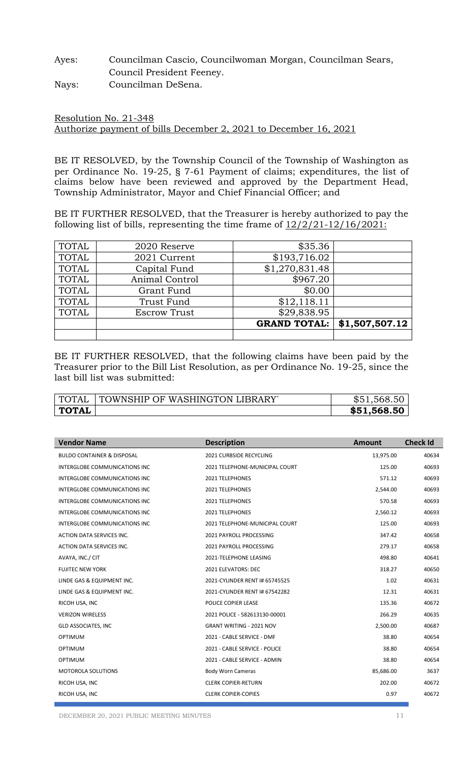Ayes: Councilman Cascio, Councilwoman Morgan, Councilman Sears, Council President Feeney.

Nays: Councilman DeSena.

Resolution No. 21-348
Authorize payment of bills December 2, 2021 to December 16, 2021

BE IT RESOLVED, by the Township Council of the Township of Washington as per Ordinance No. 19-25, § 7-61 Payment of claims; expenditures, the list of claims below have been reviewed and approved by the Department Head, Township Administrator, Mayor and Chief Financial Officer; and

BE IT FURTHER RESOLVED, that the Treasurer is hereby authorized to pay the following list of bills, representing the time frame of 12/2/21-12/16/2021:

| | | | |
|---|---|---|---|
| TOTAL | 2020 Reserve | $35.36 | |
| TOTAL | 2021 Current | $193,716.02 | |
| TOTAL | Capital Fund | $1,270,831.48 | |
| TOTAL | Animal Control | $967.20 | |
| TOTAL | Grant Fund | $0.00 | |
| TOTAL | Trust Fund | $12,118.11 | |
| TOTAL | Escrow Trust | $29,838.95 | |
| | | **GRAND TOTAL:** | **$1,507,507.12** |
| | | | |

BE IT FURTHER RESOLVED, that the following claims have been paid by the Treasurer prior to the Bill List Resolution, as per Ordinance No. 19-25, since the last bill list was submitted:

| | | |
|---|---|---|
| TOTAL | TOWNSHIP OF WASHINGTON LIBRARY` | $51,568.50 |
| **TOTAL** | | **$51,568.50** |

| Vendor Name | Description | Amount | Check Id |
|---|---|---|---|
| BULDO CONTAINER & DISPOSAL | 2021 CURBSIDE RECYCLING | 13,975.00 | 40634 |
| INTERGLOBE COMMUNICATIONS INC | 2021 TELEPHONE-MUNICIPAL COURT | 125.00 | 40693 |
| INTERGLOBE COMMUNICATIONS INC | 2021 TELEPHONES | 571.12 | 40693 |
| INTERGLOBE COMMUNICATIONS INC | 2021 TELEPHONES | 2,544.00 | 40693 |
| INTERGLOBE COMMUNICATIONS INC | 2021 TELEPHONES | 570.58 | 40693 |
| INTERGLOBE COMMUNICATIONS INC | 2021 TELEPHONES | 2,560.12 | 40693 |
| INTERGLOBE COMMUNICATIONS INC | 2021 TELEPHONE-MUNICIPAL COURT | 125.00 | 40693 |
| ACTION DATA SERVICES INC. | 2021 PAYROLL PROCESSING | 347.42 | 40658 |
| ACTION DATA SERVICES INC. | 2021 PAYROLL PROCESSING | 279.17 | 40658 |
| AVAYA, INC./ CIT | 2021-TELEPHONE LEASING | 498.80 | 40641 |
| FUJITEC NEW YORK | 2021 ELEVATORS: DEC | 318.27 | 40650 |
| LINDE GAS & EQUIPMENT INC. | 2021-CYLINDER RENT I# 65745525 | 1.02 | 40631 |
| LINDE GAS & EQUIPMENT INC. | 2021-CYLINDER RENT I# 67542282 | 12.31 | 40631 |
| RICOH USA, INC | POLICE COPIER LEASE | 135.36 | 40672 |
| VERIZON WIRELESS | 2021 POLICE - 582613130-00001 | 266.29 | 40635 |
| GLD ASSOCIATES, INC | GRANT WRITING - 2021 NOV | 2,500.00 | 40687 |
| OPTIMUM | 2021 - CABLE SERVICE - DMF | 38.80 | 40654 |
| OPTIMUM | 2021 - CABLE SERVICE - POLICE | 38.80 | 40654 |
| OPTIMUM | 2021 - CABLE SERVICE - ADMIN | 38.80 | 40654 |
| MOTOROLA SOLUTIONS | Body Worn Cameras | 85,686.00 | 3637 |
| RICOH USA, INC | CLERK COPIER-RETURN | 202.00 | 40672 |
| RICOH USA, INC | CLERK COPIER-COPIES | 0.97 | 40672 |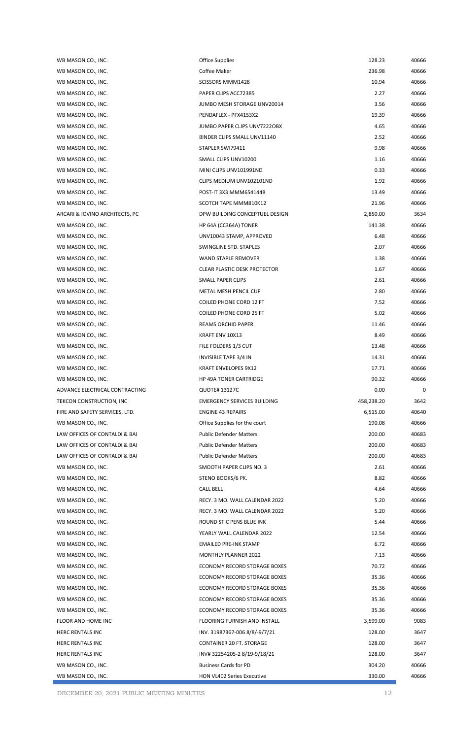| | | | |
|---|---|---|---|
| WB MASON CO., INC. | Office Supplies | 128.23 | 40666 |
| WB MASON CO., INC. | Coffee Maker | 236.98 | 40666 |
| WB MASON CO., INC. | SCISSORS MMM1428 | 10.94 | 40666 |
| WB MASON CO., INC. | PAPER CLIPS ACC72385 | 2.27 | 40666 |
| WB MASON CO., INC. | JUMBO MESH STORAGE UNV20014 | 3.56 | 40666 |
| WB MASON CO., INC. | PENDAFLEX - PFX4153X2 | 19.39 | 40666 |
| WB MASON CO., INC. | JUMBO PAPER CLIPS UNV7222OBX | 4.65 | 40666 |
| WB MASON CO., INC. | BINDER CLIPS SMALL UNV11140 | 2.52 | 40666 |
| WB MASON CO., INC. | STAPLER SWI79411 | 9.98 | 40666 |
| WB MASON CO., INC. | SMALL CLIPS UNV10200 | 1.16 | 40666 |
| WB MASON CO., INC. | MINI CLIPS UNV101991ND | 0.33 | 40666 |
| WB MASON CO., INC. | CLIPS MEDIUM UNV102101ND | 1.92 | 40666 |
| WB MASON CO., INC. | POST-IT 3X3 MMM654144B | 13.49 | 40666 |
| WB MASON CO., INC. | SCOTCH TAPE MMM810K12 | 21.96 | 40666 |
| ARCARI & IOVINO ARCHITECTS, PC | DPW BUILDING CONCEPTUEL DESIGN | 2,850.00 | 3634 |
| WB MASON CO., INC. | HP 64A (CC364A) TONER | 141.38 | 40666 |
| WB MASON CO., INC. | UNV10043 STAMP, APPROVED | 6.48 | 40666 |
| WB MASON CO., INC. | SWINGLINE STD. STAPLES | 2.07 | 40666 |
| WB MASON CO., INC. | WAND STAPLE REMOVER | 1.38 | 40666 |
| WB MASON CO., INC. | CLEAR PLASTIC DESK PROTECTOR | 1.67 | 40666 |
| WB MASON CO., INC. | SMALL PAPER CLIPS | 2.61 | 40666 |
| WB MASON CO., INC. | METAL MESH PENCIL CUP | 2.80 | 40666 |
| WB MASON CO., INC. | COILED PHONE CORD 12 FT | 7.52 | 40666 |
| WB MASON CO., INC. | COILED PHONE CORD 25 FT | 5.02 | 40666 |
| WB MASON CO., INC. | REAMS ORCHID PAPER | 11.46 | 40666 |
| WB MASON CO., INC. | KRAFT ENV 10X13 | 8.49 | 40666 |
| WB MASON CO., INC. | FILE FOLDERS 1/3 CUT | 13.48 | 40666 |
| WB MASON CO., INC. | INVISIBLE TAPE 3/4 IN | 14.31 | 40666 |
| WB MASON CO., INC. | KRAFT ENVELOPES 9X12 | 17.71 | 40666 |
| WB MASON CO., INC. | HP 49A TONER CARTRIDGE | 90.32 | 40666 |
| ADVANCE ELECTRICAL CONTRACTING | QUOTE# 13127C | 0.00 | 0 |
| TEKCON CONSTRUCTION, INC | EMERGENCY SERVICES BUILDING | 458,238.20 | 3642 |
| FIRE AND SAFETY SERVICES, LTD. | ENGINE 43 REPAIRS | 6,515.00 | 40640 |
| WB MASON CO., INC. | Office Supplies for the court | 190.08 | 40666 |
| LAW OFFICES OF CONTALDI & BAI | Public Defender Matters | 200.00 | 40683 |
| LAW OFFICES OF CONTALDI & BAI | Public Defender Matters | 200.00 | 40683 |
| LAW OFFICES OF CONTALDI & BAI | Public Defender Matters | 200.00 | 40683 |
| WB MASON CO., INC. | SMOOTH PAPER CLIPS NO. 3 | 2.61 | 40666 |
| WB MASON CO., INC. | STENO BOOKS/6 PK. | 8.82 | 40666 |
| WB MASON CO., INC. | CALL BELL | 4.64 | 40666 |
| WB MASON CO., INC. | RECY. 3 MO. WALL CALENDAR 2022 | 5.20 | 40666 |
| WB MASON CO., INC. | RECY. 3 MO. WALL CALENDAR 2022 | 5.20 | 40666 |
| WB MASON CO., INC. | ROUND STIC PENS BLUE INK | 5.44 | 40666 |
| WB MASON CO., INC. | YEARLY WALL CALENDAR 2022 | 12.54 | 40666 |
| WB MASON CO., INC. | EMAILED PRE-INK STAMP | 6.72 | 40666 |
| WB MASON CO., INC. | MONTHLY PLANNER 2022 | 7.13 | 40666 |
| WB MASON CO., INC. | ECONOMY RECORD STORAGE BOXES | 70.72 | 40666 |
| WB MASON CO., INC. | ECONOMY RECORD STORAGE BOXES | 35.36 | 40666 |
| WB MASON CO., INC. | ECONOMY RECORD STORAGE BOXES | 35.36 | 40666 |
| WB MASON CO., INC. | ECONOMY RECORD STORAGE BOXES | 35.36 | 40666 |
| WB MASON CO., INC. | ECONOMY RECORD STORAGE BOXES | 35.36 | 40666 |
| FLOOR AND HOME INC | FLOORING FURNISH AND INSTALL | 3,599.00 | 9083 |
| HERC RENTALS INC | INV. 31987367-006 8/8/-9/7/21 | 128.00 | 3647 |
| HERC RENTALS INC | CONTAINER 20 FT. STORAGE | 128.00 | 3647 |
| HERC RENTALS INC | INV# 32254205-2 8/19-9/18/21 | 128.00 | 3647 |
| WB MASON CO., INC. | Business Cards for PD | 304.20 | 40666 |
| WB MASON CO., INC. | HON VL402 Series Executive | 330.00 | 40666 |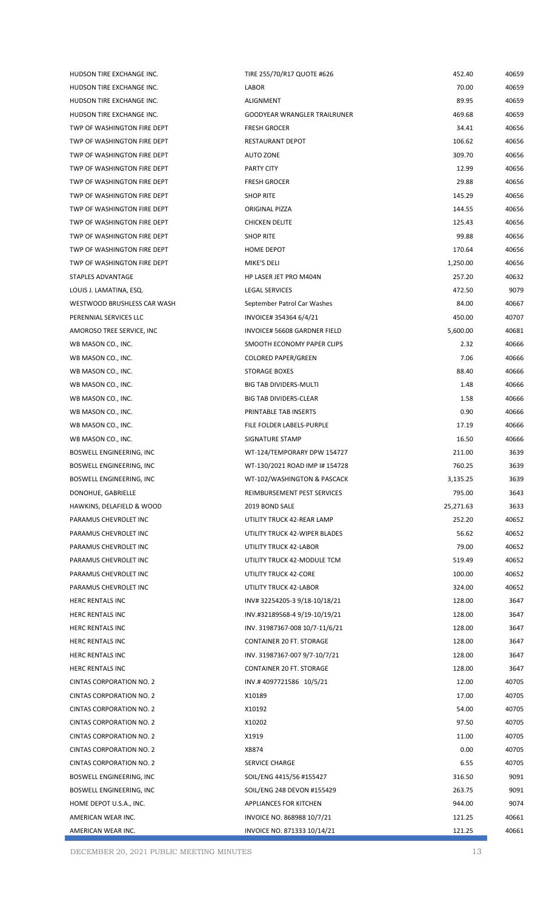| | | | |
|---|---|---|---|
| HUDSON TIRE EXCHANGE INC. | TIRE 255/70/R17 QUOTE #626 | 452.40 | 40659 |
| HUDSON TIRE EXCHANGE INC. | LABOR | 70.00 | 40659 |
| HUDSON TIRE EXCHANGE INC. | ALIGNMENT | 89.95 | 40659 |
| HUDSON TIRE EXCHANGE INC. | GOODYEAR WRANGLER TRAILRUNER | 469.68 | 40659 |
| TWP OF WASHINGTON FIRE DEPT | FRESH GROCER | 34.41 | 40656 |
| TWP OF WASHINGTON FIRE DEPT | RESTAURANT DEPOT | 106.62 | 40656 |
| TWP OF WASHINGTON FIRE DEPT | AUTO ZONE | 309.70 | 40656 |
| TWP OF WASHINGTON FIRE DEPT | PARTY CITY | 12.99 | 40656 |
| TWP OF WASHINGTON FIRE DEPT | FRESH GROCER | 29.88 | 40656 |
| TWP OF WASHINGTON FIRE DEPT | SHOP RITE | 145.29 | 40656 |
| TWP OF WASHINGTON FIRE DEPT | ORIGINAL PIZZA | 144.55 | 40656 |
| TWP OF WASHINGTON FIRE DEPT | CHICKEN DELITE | 125.43 | 40656 |
| TWP OF WASHINGTON FIRE DEPT | SHOP RITE | 99.88 | 40656 |
| TWP OF WASHINGTON FIRE DEPT | HOME DEPOT | 170.64 | 40656 |
| TWP OF WASHINGTON FIRE DEPT | MIKE'S DELI | 1,250.00 | 40656 |
| STAPLES ADVANTAGE | HP LASER JET PRO M404N | 257.20 | 40632 |
| LOUIS J. LAMATINA, ESQ. | LEGAL SERVICES | 472.50 | 9079 |
| WESTWOOD BRUSHLESS CAR WASH | September Patrol Car Washes | 84.00 | 40667 |
| PERENNIAL SERVICES LLC | INVOICE# 354364 6/4/21 | 450.00 | 40707 |
| AMOROSO TREE SERVICE, INC | INVOICE# 56608 GARDNER FIELD | 5,600.00 | 40681 |
| WB MASON CO., INC. | SMOOTH ECONOMY PAPER CLIPS | 2.32 | 40666 |
| WB MASON CO., INC. | COLORED PAPER/GREEN | 7.06 | 40666 |
| WB MASON CO., INC. | STORAGE BOXES | 88.40 | 40666 |
| WB MASON CO., INC. | BIG TAB DIVIDERS-MULTI | 1.48 | 40666 |
| WB MASON CO., INC. | BIG TAB DIVIDERS-CLEAR | 1.58 | 40666 |
| WB MASON CO., INC. | PRINTABLE TAB INSERTS | 0.90 | 40666 |
| WB MASON CO., INC. | FILE FOLDER LABELS-PURPLE | 17.19 | 40666 |
| WB MASON CO., INC. | SIGNATURE STAMP | 16.50 | 40666 |
| BOSWELL ENGINEERING, INC | WT-124/TEMPORARY DPW 154727 | 211.00 | 3639 |
| BOSWELL ENGINEERING, INC | WT-130/2021 ROAD IMP I# 154728 | 760.25 | 3639 |
| BOSWELL ENGINEERING, INC | WT-102/WASHINGTON & PASCACK | 3,135.25 | 3639 |
| DONOHUE, GABRIELLE | REIMBURSEMENT PEST SERVICES | 795.00 | 3643 |
| HAWKINS, DELAFIELD & WOOD | 2019 BOND SALE | 25,271.63 | 3633 |
| PARAMUS CHEVROLET INC | UTILITY TRUCK 42-REAR LAMP | 252.20 | 40652 |
| PARAMUS CHEVROLET INC | UTILITY TRUCK 42-WIPER BLADES | 56.62 | 40652 |
| PARAMUS CHEVROLET INC | UTILITY TRUCK 42-LABOR | 79.00 | 40652 |
| PARAMUS CHEVROLET INC | UTILITY TRUCK 42-MODULE TCM | 519.49 | 40652 |
| PARAMUS CHEVROLET INC | UTILITY TRUCK 42-CORE | 100.00 | 40652 |
| PARAMUS CHEVROLET INC | UTILITY TRUCK 42-LABOR | 324.00 | 40652 |
| HERC RENTALS INC | INV# 32254205-3 9/18-10/18/21 | 128.00 | 3647 |
| HERC RENTALS INC | INV.#32189568-4 9/19-10/19/21 | 128.00 | 3647 |
| HERC RENTALS INC | INV. 31987367-008 10/7-11/6/21 | 128.00 | 3647 |
| HERC RENTALS INC | CONTAINER 20 FT. STORAGE | 128.00 | 3647 |
| HERC RENTALS INC | INV. 31987367-007 9/7-10/7/21 | 128.00 | 3647 |
| HERC RENTALS INC | CONTAINER 20 FT. STORAGE | 128.00 | 3647 |
| CINTAS CORPORATION NO. 2 | INV.# 4097721586 10/5/21 | 12.00 | 40705 |
| CINTAS CORPORATION NO. 2 | X10189 | 17.00 | 40705 |
| CINTAS CORPORATION NO. 2 | X10192 | 54.00 | 40705 |
| CINTAS CORPORATION NO. 2 | X10202 | 97.50 | 40705 |
| CINTAS CORPORATION NO. 2 | X1919 | 11.00 | 40705 |
| CINTAS CORPORATION NO. 2 | X8874 | 0.00 | 40705 |
| CINTAS CORPORATION NO. 2 | SERVICE CHARGE | 6.55 | 40705 |
| BOSWELL ENGINEERING, INC | SOIL/ENG 4415/56 #155427 | 316.50 | 9091 |
| BOSWELL ENGINEERING, INC | SOIL/ENG 248 DEVON #155429 | 263.75 | 9091 |
| HOME DEPOT U.S.A., INC. | APPLIANCES FOR KITCHEN | 944.00 | 9074 |
| AMERICAN WEAR INC. | INVOICE NO. 868988 10/7/21 | 121.25 | 40661 |
| AMERICAN WEAR INC. | INVOICE NO. 871333 10/14/21 | 121.25 | 40661 |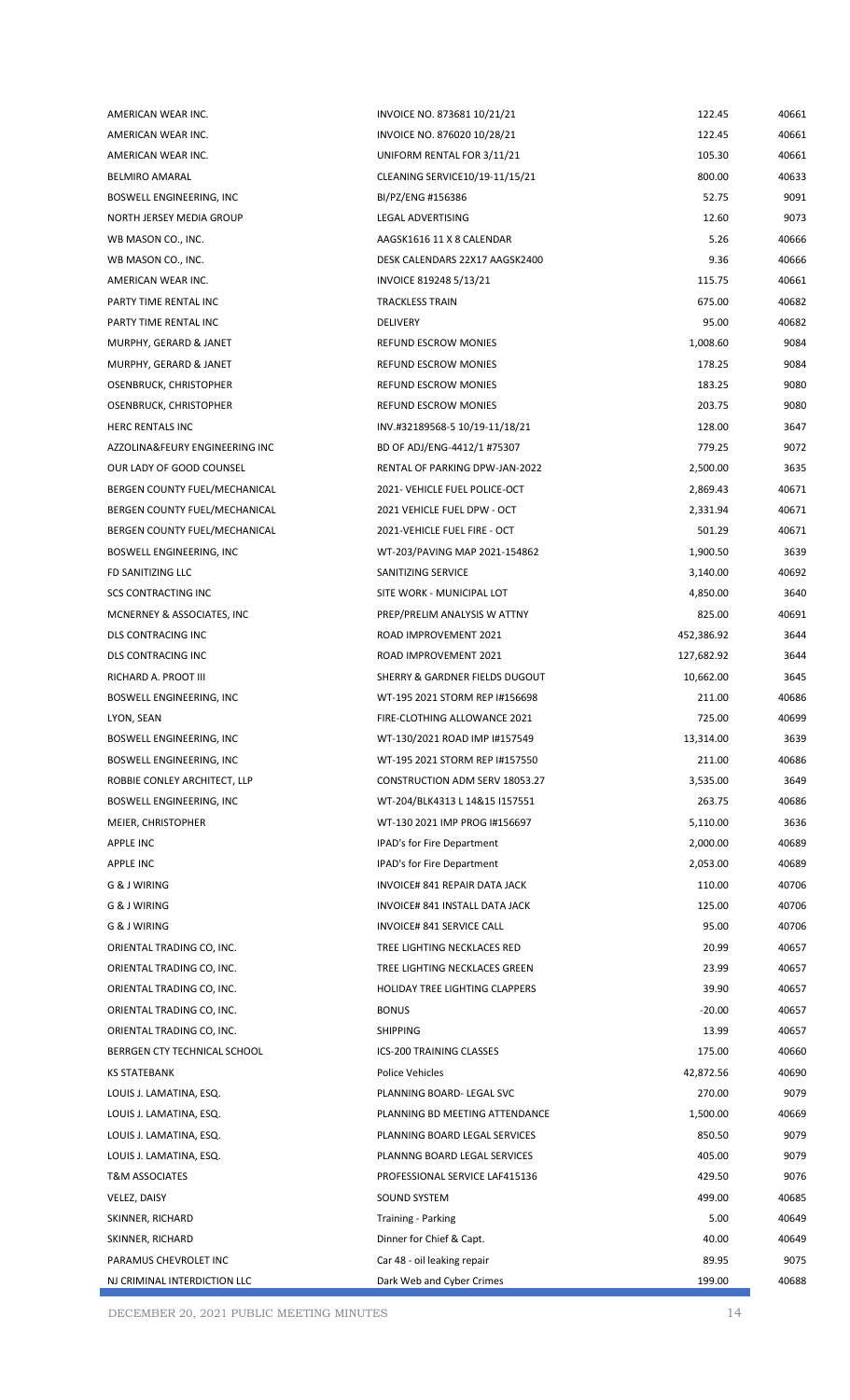| | | | |
|---|---|---|---|
| AMERICAN WEAR INC. | INVOICE NO. 873681 10/21/21 | 122.45 | 40661 |
| AMERICAN WEAR INC. | INVOICE NO. 876020 10/28/21 | 122.45 | 40661 |
| AMERICAN WEAR INC. | UNIFORM RENTAL FOR 3/11/21 | 105.30 | 40661 |
| BELMIRO AMARAL | CLEANING SERVICE10/19-11/15/21 | 800.00 | 40633 |
| BOSWELL ENGINEERING, INC | BI/PZ/ENG #156386 | 52.75 | 9091 |
| NORTH JERSEY MEDIA GROUP | LEGAL ADVERTISING | 12.60 | 9073 |
| WB MASON CO., INC. | AAGSK1616 11 X 8 CALENDAR | 5.26 | 40666 |
| WB MASON CO., INC. | DESK CALENDARS 22X17 AAGSK2400 | 9.36 | 40666 |
| AMERICAN WEAR INC. | INVOICE 819248 5/13/21 | 115.75 | 40661 |
| PARTY TIME RENTAL INC | TRACKLESS TRAIN | 675.00 | 40682 |
| PARTY TIME RENTAL INC | DELIVERY | 95.00 | 40682 |
| MURPHY, GERARD & JANET | REFUND ESCROW MONIES | 1,008.60 | 9084 |
| MURPHY, GERARD & JANET | REFUND ESCROW MONIES | 178.25 | 9084 |
| OSENBRUCK, CHRISTOPHER | REFUND ESCROW MONIES | 183.25 | 9080 |
| OSENBRUCK, CHRISTOPHER | REFUND ESCROW MONIES | 203.75 | 9080 |
| HERC RENTALS INC | INV.#32189568-5 10/19-11/18/21 | 128.00 | 3647 |
| AZZOLINA&FEURY ENGINEERING INC | BD OF ADJ/ENG-4412/1 #75307 | 779.25 | 9072 |
| OUR LADY OF GOOD COUNSEL | RENTAL OF PARKING DPW-JAN-2022 | 2,500.00 | 3635 |
| BERGEN COUNTY FUEL/MECHANICAL | 2021- VEHICLE FUEL POLICE-OCT | 2,869.43 | 40671 |
| BERGEN COUNTY FUEL/MECHANICAL | 2021 VEHICLE FUEL DPW - OCT | 2,331.94 | 40671 |
| BERGEN COUNTY FUEL/MECHANICAL | 2021-VEHICLE FUEL FIRE - OCT | 501.29 | 40671 |
| BOSWELL ENGINEERING, INC | WT-203/PAVING MAP 2021-154862 | 1,900.50 | 3639 |
| FD SANITIZING LLC | SANITIZING SERVICE | 3,140.00 | 40692 |
| SCS CONTRACTING INC | SITE WORK - MUNICIPAL LOT | 4,850.00 | 3640 |
| MCNERNEY & ASSOCIATES, INC | PREP/PRELIM ANALYSIS W ATTNY | 825.00 | 40691 |
| DLS CONTRACING INC | ROAD IMPROVEMENT 2021 | 452,386.92 | 3644 |
| DLS CONTRACING INC | ROAD IMPROVEMENT 2021 | 127,682.92 | 3644 |
| RICHARD A. PROOT III | SHERRY & GARDNER FIELDS DUGOUT | 10,662.00 | 3645 |
| BOSWELL ENGINEERING, INC | WT-195 2021 STORM REP I#156698 | 211.00 | 40686 |
| LYON, SEAN | FIRE-CLOTHING ALLOWANCE 2021 | 725.00 | 40699 |
| BOSWELL ENGINEERING, INC | WT-130/2021 ROAD IMP I#157549 | 13,314.00 | 3639 |
| BOSWELL ENGINEERING, INC | WT-195 2021 STORM REP I#157550 | 211.00 | 40686 |
| ROBBIE CONLEY ARCHITECT, LLP | CONSTRUCTION ADM SERV 18053.27 | 3,535.00 | 3649 |
| BOSWELL ENGINEERING, INC | WT-204/BLK4313 L 14&15 I157551 | 263.75 | 40686 |
| MEIER, CHRISTOPHER | WT-130 2021 IMP PROG I#156697 | 5,110.00 | 3636 |
| APPLE INC | IPAD's for Fire Department | 2,000.00 | 40689 |
| APPLE INC | IPAD's for Fire Department | 2,053.00 | 40689 |
| G & J WIRING | INVOICE# 841 REPAIR DATA JACK | 110.00 | 40706 |
| G & J WIRING | INVOICE# 841 INSTALL DATA JACK | 125.00 | 40706 |
| G & J WIRING | INVOICE# 841 SERVICE CALL | 95.00 | 40706 |
| ORIENTAL TRADING CO, INC. | TREE LIGHTING NECKLACES RED | 20.99 | 40657 |
| ORIENTAL TRADING CO, INC. | TREE LIGHTING NECKLACES GREEN | 23.99 | 40657 |
| ORIENTAL TRADING CO, INC. | HOLIDAY TREE LIGHTING CLAPPERS | 39.90 | 40657 |
| ORIENTAL TRADING CO, INC. | BONUS | -20.00 | 40657 |
| ORIENTAL TRADING CO, INC. | SHIPPING | 13.99 | 40657 |
| BERRGEN CTY TECHNICAL SCHOOL | ICS-200 TRAINING CLASSES | 175.00 | 40660 |
| KS STATEBANK | Police Vehicles | 42,872.56 | 40690 |
| LOUIS J. LAMATINA, ESQ. | PLANNING BOARD- LEGAL SVC | 270.00 | 9079 |
| LOUIS J. LAMATINA, ESQ. | PLANNING BD MEETING ATTENDANCE | 1,500.00 | 40669 |
| LOUIS J. LAMATINA, ESQ. | PLANNING BOARD LEGAL SERVICES | 850.50 | 9079 |
| LOUIS J. LAMATINA, ESQ. | PLANNNG BOARD LEGAL SERVICES | 405.00 | 9079 |
| T&M ASSOCIATES | PROFESSIONAL SERVICE LAF415136 | 429.50 | 9076 |
| VELEZ, DAISY | SOUND SYSTEM | 499.00 | 40685 |
| SKINNER, RICHARD | Training - Parking | 5.00 | 40649 |
| SKINNER, RICHARD | Dinner for Chief & Capt. | 40.00 | 40649 |
| PARAMUS CHEVROLET INC | Car 48 - oil leaking repair | 89.95 | 9075 |
| NJ CRIMINAL INTERDICTION LLC | Dark Web and Cyber Crimes | 199.00 | 40688 |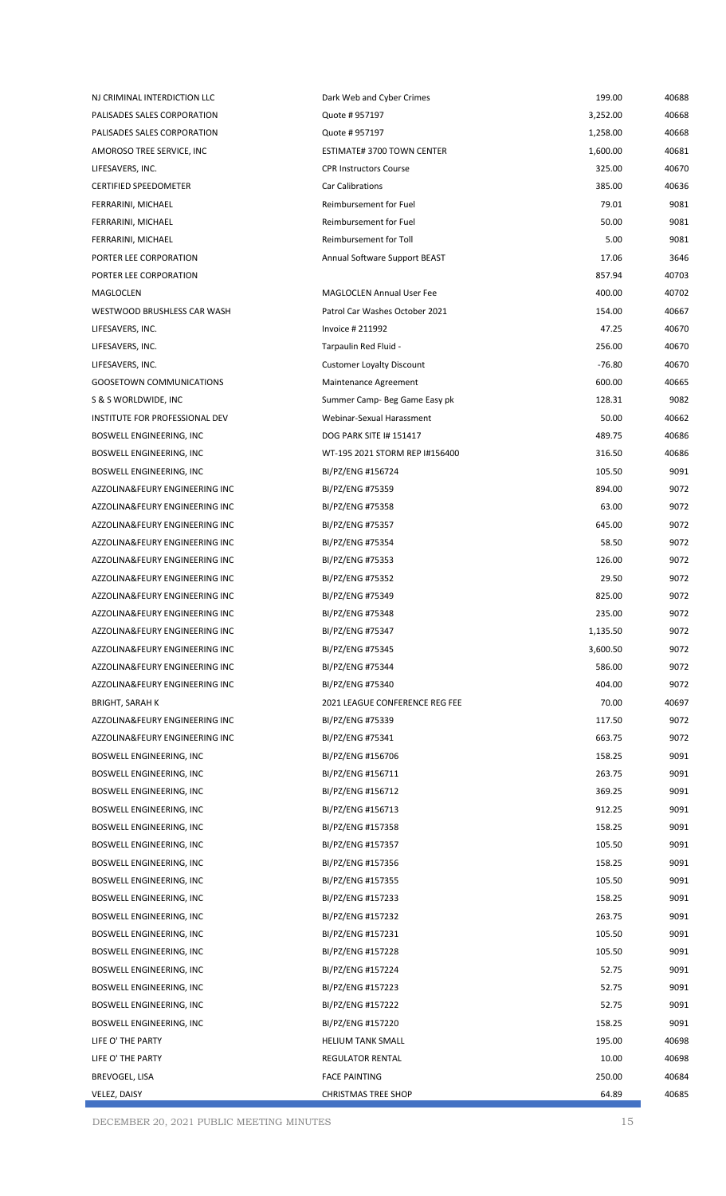| | | | |
|---|---|---|---|
| NJ CRIMINAL INTERDICTION LLC | Dark Web and Cyber Crimes | 199.00 | 40688 |
| PALISADES SALES CORPORATION | Quote # 957197 | 3,252.00 | 40668 |
| PALISADES SALES CORPORATION | Quote # 957197 | 1,258.00 | 40668 |
| AMOROSO TREE SERVICE, INC | ESTIMATE# 3700 TOWN CENTER | 1,600.00 | 40681 |
| LIFESAVERS, INC. | CPR Instructors Course | 325.00 | 40670 |
| CERTIFIED SPEEDOMETER | Car Calibrations | 385.00 | 40636 |
| FERRARINI, MICHAEL | Reimbursement for Fuel | 79.01 | 9081 |
| FERRARINI, MICHAEL | Reimbursement for Fuel | 50.00 | 9081 |
| FERRARINI, MICHAEL | Reimbursement for Toll | 5.00 | 9081 |
| PORTER LEE CORPORATION | Annual Software Support BEAST | 17.06 | 3646 |
| PORTER LEE CORPORATION | | 857.94 | 40703 |
| MAGLOCLEN | MAGLOCLEN Annual User Fee | 400.00 | 40702 |
| WESTWOOD BRUSHLESS CAR WASH | Patrol Car Washes October 2021 | 154.00 | 40667 |
| LIFESAVERS, INC. | Invoice # 211992 | 47.25 | 40670 |
| LIFESAVERS, INC. | Tarpaulin Red Fluid - | 256.00 | 40670 |
| LIFESAVERS, INC. | Customer Loyalty Discount | -76.80 | 40670 |
| GOOSETOWN COMMUNICATIONS | Maintenance Agreement | 600.00 | 40665 |
| S & S WORLDWIDE, INC | Summer Camp- Beg Game Easy pk | 128.31 | 9082 |
| INSTITUTE FOR PROFESSIONAL DEV | Webinar-Sexual Harassment | 50.00 | 40662 |
| BOSWELL ENGINEERING, INC | DOG PARK SITE I# 151417 | 489.75 | 40686 |
| BOSWELL ENGINEERING, INC | WT-195 2021 STORM REP I#156400 | 316.50 | 40686 |
| BOSWELL ENGINEERING, INC | BI/PZ/ENG #156724 | 105.50 | 9091 |
| AZZOLINA&FEURY ENGINEERING INC | BI/PZ/ENG #75359 | 894.00 | 9072 |
| AZZOLINA&FEURY ENGINEERING INC | BI/PZ/ENG #75358 | 63.00 | 9072 |
| AZZOLINA&FEURY ENGINEERING INC | BI/PZ/ENG #75357 | 645.00 | 9072 |
| AZZOLINA&FEURY ENGINEERING INC | BI/PZ/ENG #75354 | 58.50 | 9072 |
| AZZOLINA&FEURY ENGINEERING INC | BI/PZ/ENG #75353 | 126.00 | 9072 |
| AZZOLINA&FEURY ENGINEERING INC | BI/PZ/ENG #75352 | 29.50 | 9072 |
| AZZOLINA&FEURY ENGINEERING INC | BI/PZ/ENG #75349 | 825.00 | 9072 |
| AZZOLINA&FEURY ENGINEERING INC | BI/PZ/ENG #75348 | 235.00 | 9072 |
| AZZOLINA&FEURY ENGINEERING INC | BI/PZ/ENG #75347 | 1,135.50 | 9072 |
| AZZOLINA&FEURY ENGINEERING INC | BI/PZ/ENG #75345 | 3,600.50 | 9072 |
| AZZOLINA&FEURY ENGINEERING INC | BI/PZ/ENG #75344 | 586.00 | 9072 |
| AZZOLINA&FEURY ENGINEERING INC | BI/PZ/ENG #75340 | 404.00 | 9072 |
| BRIGHT, SARAH K | 2021 LEAGUE CONFERENCE REG FEE | 70.00 | 40697 |
| AZZOLINA&FEURY ENGINEERING INC | BI/PZ/ENG #75339 | 117.50 | 9072 |
| AZZOLINA&FEURY ENGINEERING INC | BI/PZ/ENG #75341 | 663.75 | 9072 |
| BOSWELL ENGINEERING, INC | BI/PZ/ENG #156706 | 158.25 | 9091 |
| BOSWELL ENGINEERING, INC | BI/PZ/ENG #156711 | 263.75 | 9091 |
| BOSWELL ENGINEERING, INC | BI/PZ/ENG #156712 | 369.25 | 9091 |
| BOSWELL ENGINEERING, INC | BI/PZ/ENG #156713 | 912.25 | 9091 |
| BOSWELL ENGINEERING, INC | BI/PZ/ENG #157358 | 158.25 | 9091 |
| BOSWELL ENGINEERING, INC | BI/PZ/ENG #157357 | 105.50 | 9091 |
| BOSWELL ENGINEERING, INC | BI/PZ/ENG #157356 | 158.25 | 9091 |
| BOSWELL ENGINEERING, INC | BI/PZ/ENG #157355 | 105.50 | 9091 |
| BOSWELL ENGINEERING, INC | BI/PZ/ENG #157233 | 158.25 | 9091 |
| BOSWELL ENGINEERING, INC | BI/PZ/ENG #157232 | 263.75 | 9091 |
| BOSWELL ENGINEERING, INC | BI/PZ/ENG #157231 | 105.50 | 9091 |
| BOSWELL ENGINEERING, INC | BI/PZ/ENG #157228 | 105.50 | 9091 |
| BOSWELL ENGINEERING, INC | BI/PZ/ENG #157224 | 52.75 | 9091 |
| BOSWELL ENGINEERING, INC | BI/PZ/ENG #157223 | 52.75 | 9091 |
| BOSWELL ENGINEERING, INC | BI/PZ/ENG #157222 | 52.75 | 9091 |
| BOSWELL ENGINEERING, INC | BI/PZ/ENG #157220 | 158.25 | 9091 |
| LIFE O' THE PARTY | HELIUM TANK SMALL | 195.00 | 40698 |
| LIFE O' THE PARTY | REGULATOR RENTAL | 10.00 | 40698 |
| BREVOGEL, LISA | FACE PAINTING | 250.00 | 40684 |
| VELEZ, DAISY | CHRISTMAS TREE SHOP | 64.89 | 40685 |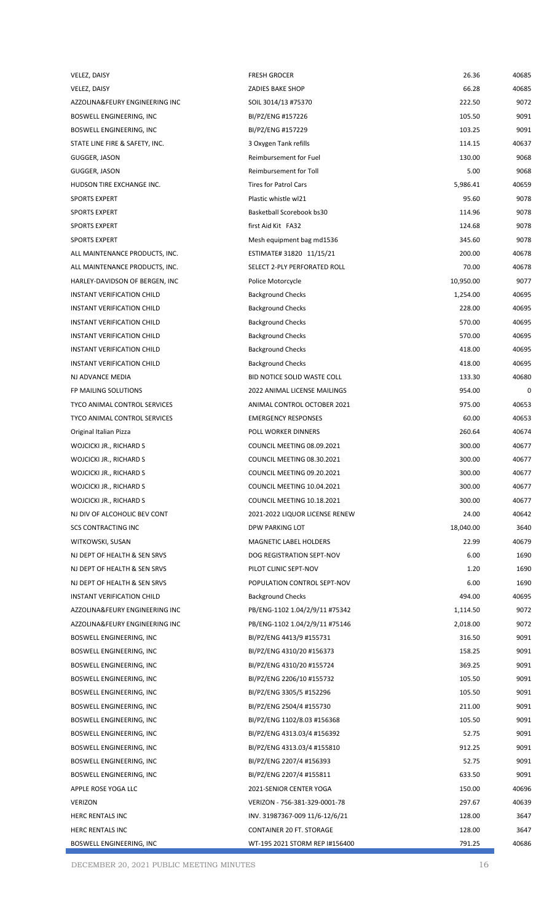| | | | |
|---|---|---|---|
| VELEZ, DAISY | FRESH GROCER | 26.36 | 40685 |
| VELEZ, DAISY | ZADIES BAKE SHOP | 66.28 | 40685 |
| AZZOLINA&FEURY ENGINEERING INC | SOIL 3014/13 #75370 | 222.50 | 9072 |
| BOSWELL ENGINEERING, INC | BI/PZ/ENG #157226 | 105.50 | 9091 |
| BOSWELL ENGINEERING, INC | BI/PZ/ENG #157229 | 103.25 | 9091 |
| STATE LINE FIRE & SAFETY, INC. | 3 Oxygen Tank refills | 114.15 | 40637 |
| GUGGER, JASON | Reimbursement for Fuel | 130.00 | 9068 |
| GUGGER, JASON | Reimbursement for Toll | 5.00 | 9068 |
| HUDSON TIRE EXCHANGE INC. | Tires for Patrol Cars | 5,986.41 | 40659 |
| SPORTS EXPERT | Plastic whistle wl21 | 95.60 | 9078 |
| SPORTS EXPERT | Basketball Scorebook bs30 | 114.96 | 9078 |
| SPORTS EXPERT | first Aid Kit FA32 | 124.68 | 9078 |
| SPORTS EXPERT | Mesh equipment bag md1536 | 345.60 | 9078 |
| ALL MAINTENANCE PRODUCTS, INC. | ESTIMATE# 31820 11/15/21 | 200.00 | 40678 |
| ALL MAINTENANCE PRODUCTS, INC. | SELECT 2-PLY PERFORATED ROLL | 70.00 | 40678 |
| HARLEY-DAVIDSON OF BERGEN, INC | Police Motorcycle | 10,950.00 | 9077 |
| INSTANT VERIFICATION CHILD | Background Checks | 1,254.00 | 40695 |
| INSTANT VERIFICATION CHILD | Background Checks | 228.00 | 40695 |
| INSTANT VERIFICATION CHILD | Background Checks | 570.00 | 40695 |
| INSTANT VERIFICATION CHILD | Background Checks | 570.00 | 40695 |
| INSTANT VERIFICATION CHILD | Background Checks | 418.00 | 40695 |
| INSTANT VERIFICATION CHILD | Background Checks | 418.00 | 40695 |
| NJ ADVANCE MEDIA | BID NOTICE SOLID WASTE COLL | 133.30 | 40680 |
| FP MAILING SOLUTIONS | 2022 ANIMAL LICENSE MAILINGS | 954.00 | 0 |
| TYCO ANIMAL CONTROL SERVICES | ANIMAL CONTROL OCTOBER 2021 | 975.00 | 40653 |
| TYCO ANIMAL CONTROL SERVICES | EMERGENCY RESPONSES | 60.00 | 40653 |
| Original Italian Pizza | POLL WORKER DINNERS | 260.64 | 40674 |
| WOJCICKI JR., RICHARD S | COUNCIL MEETING 08.09.2021 | 300.00 | 40677 |
| WOJCICKI JR., RICHARD S | COUNCIL MEETING 08.30.2021 | 300.00 | 40677 |
| WOJCICKI JR., RICHARD S | COUNCIL MEETING 09.20.2021 | 300.00 | 40677 |
| WOJCICKI JR., RICHARD S | COUNCIL MEETING 10.04.2021 | 300.00 | 40677 |
| WOJCICKI JR., RICHARD S | COUNCIL MEETING 10.18.2021 | 300.00 | 40677 |
| NJ DIV OF ALCOHOLIC BEV CONT | 2021-2022 LIQUOR LICENSE RENEW | 24.00 | 40642 |
| SCS CONTRACTING INC | DPW PARKING LOT | 18,040.00 | 3640 |
| WITKOWSKI, SUSAN | MAGNETIC LABEL HOLDERS | 22.99 | 40679 |
| NJ DEPT OF HEALTH & SEN SRVS | DOG REGISTRATION SEPT-NOV | 6.00 | 1690 |
| NJ DEPT OF HEALTH & SEN SRVS | PILOT CLINIC SEPT-NOV | 1.20 | 1690 |
| NJ DEPT OF HEALTH & SEN SRVS | POPULATION CONTROL SEPT-NOV | 6.00 | 1690 |
| INSTANT VERIFICATION CHILD | Background Checks | 494.00 | 40695 |
| AZZOLINA&FEURY ENGINEERING INC | PB/ENG-1102 1.04/2/9/11 #75342 | 1,114.50 | 9072 |
| AZZOLINA&FEURY ENGINEERING INC | PB/ENG-1102 1.04/2/9/11 #75146 | 2,018.00 | 9072 |
| BOSWELL ENGINEERING, INC | BI/PZ/ENG 4413/9 #155731 | 316.50 | 9091 |
| BOSWELL ENGINEERING, INC | BI/PZ/ENG 4310/20 #156373 | 158.25 | 9091 |
| BOSWELL ENGINEERING, INC | BI/PZ/ENG 4310/20 #155724 | 369.25 | 9091 |
| BOSWELL ENGINEERING, INC | BI/PZ/ENG 2206/10 #155732 | 105.50 | 9091 |
| BOSWELL ENGINEERING, INC | BI/PZ/ENG 3305/5 #152296 | 105.50 | 9091 |
| BOSWELL ENGINEERING, INC | BI/PZ/ENG 2504/4 #155730 | 211.00 | 9091 |
| BOSWELL ENGINEERING, INC | BI/PZ/ENG 1102/8.03 #156368 | 105.50 | 9091 |
| BOSWELL ENGINEERING, INC | BI/PZ/ENG 4313.03/4 #156392 | 52.75 | 9091 |
| BOSWELL ENGINEERING, INC | BI/PZ/ENG 4313.03/4 #155810 | 912.25 | 9091 |
| BOSWELL ENGINEERING, INC | BI/PZ/ENG 2207/4 #156393 | 52.75 | 9091 |
| BOSWELL ENGINEERING, INC | BI/PZ/ENG 2207/4 #155811 | 633.50 | 9091 |
| APPLE ROSE YOGA LLC | 2021-SENIOR CENTER YOGA | 150.00 | 40696 |
| VERIZON | VERIZON - 756-381-329-0001-78 | 297.67 | 40639 |
| HERC RENTALS INC | INV. 31987367-009 11/6-12/6/21 | 128.00 | 3647 |
| HERC RENTALS INC | CONTAINER 20 FT. STORAGE | 128.00 | 3647 |
| BOSWELL ENGINEERING, INC | WT-195 2021 STORM REP I#156400 | 791.25 | 40686 |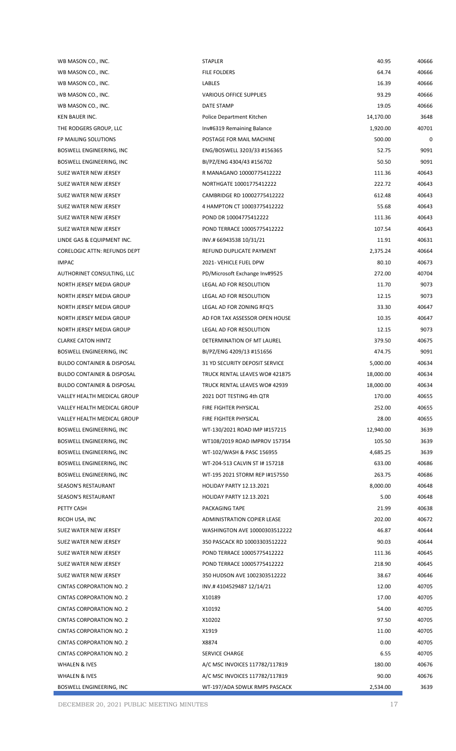| | | | |
|---|---|---|---|
| WB MASON CO., INC. | STAPLER | 40.95 | 40666 |
| WB MASON CO., INC. | FILE FOLDERS | 64.74 | 40666 |
| WB MASON CO., INC. | LABLES | 16.39 | 40666 |
| WB MASON CO., INC. | VARIOUS OFFICE SUPPLIES | 93.29 | 40666 |
| WB MASON CO., INC. | DATE STAMP | 19.05 | 40666 |
| KEN BAUER INC. | Police Department Kitchen | 14,170.00 | 3648 |
| THE RODGERS GROUP, LLC | Inv#6319 Remaining Balance | 1,920.00 | 40701 |
| FP MAILING SOLUTIONS | POSTAGE FOR MAIL MACHINE | 500.00 | 0 |
| BOSWELL ENGINEERING, INC | ENG/BOSWELL 3203/33 #156365 | 52.75 | 9091 |
| BOSWELL ENGINEERING, INC | BI/PZ/ENG 4304/43 #156702 | 50.50 | 9091 |
| SUEZ WATER NEW JERSEY | R MANAGANO 10000775412222 | 111.36 | 40643 |
| SUEZ WATER NEW JERSEY | NORTHGATE 10001775412222 | 222.72 | 40643 |
| SUEZ WATER NEW JERSEY | CAMBRIDGE RD 10002775412222 | 612.48 | 40643 |
| SUEZ WATER NEW JERSEY | 4 HAMPTON CT 10003775412222 | 55.68 | 40643 |
| SUEZ WATER NEW JERSEY | POND DR 10004775412222 | 111.36 | 40643 |
| SUEZ WATER NEW JERSEY | POND TERRACE 10005775412222 | 107.54 | 40643 |
| LINDE GAS & EQUIPMENT INC. | INV.# 66943538 10/31/21 | 11.91 | 40631 |
| CORELOGIC ATTN: REFUNDS DEPT | REFUND DUPLICATE PAYMENT | 2,375.24 | 40664 |
| IMPAC | 2021- VEHICLE FUEL DPW | 80.10 | 40673 |
| AUTHORINET CONSULTING, LLC | PD/Microsoft Exchange Inv#9525 | 272.00 | 40704 |
| NORTH JERSEY MEDIA GROUP | LEGAL AD FOR RESOLUTION | 11.70 | 9073 |
| NORTH JERSEY MEDIA GROUP | LEGAL AD FOR RESOLUTION | 12.15 | 9073 |
| NORTH JERSEY MEDIA GROUP | LEGAL AD FOR ZONING RFQ'S | 33.30 | 40647 |
| NORTH JERSEY MEDIA GROUP | AD FOR TAX ASSESSOR OPEN HOUSE | 10.35 | 40647 |
| NORTH JERSEY MEDIA GROUP | LEGAL AD FOR RESOLUTION | 12.15 | 9073 |
| CLARKE CATON HINTZ | DETERMINATION OF MT LAUREL | 379.50 | 40675 |
| BOSWELL ENGINEERING, INC | BI/PZ/ENG 4209/13 #151656 | 474.75 | 9091 |
| BULDO CONTAINER & DISPOSAL | 31 YD SECURITY DEPOSIT SERVICE | 5,000.00 | 40634 |
| BULDO CONTAINER & DISPOSAL | TRUCK RENTAL LEAVES WO# 421875 | 18,000.00 | 40634 |
| BULDO CONTAINER & DISPOSAL | TRUCK RENTAL LEAVES WO# 42939 | 18,000.00 | 40634 |
| VALLEY HEALTH MEDICAL GROUP | 2021 DOT TESTING 4th QTR | 170.00 | 40655 |
| VALLEY HEALTH MEDICAL GROUP | FIRE FIGHTER PHYSICAL | 252.00 | 40655 |
| VALLEY HEALTH MEDICAL GROUP | FIRE FIGHTER PHYSICAL | 28.00 | 40655 |
| BOSWELL ENGINEERING, INC | WT-130/2021 ROAD IMP I#157215 | 12,940.00 | 3639 |
| BOSWELL ENGINEERING, INC | WT108/2019 ROAD IMPROV 157354 | 105.50 | 3639 |
| BOSWELL ENGINEERING, INC | WT-102/WASH & PASC 156955 | 4,685.25 | 3639 |
| BOSWELL ENGINEERING, INC | WT-204-513 CALVIN ST I# 157218 | 633.00 | 40686 |
| BOSWELL ENGINEERING, INC | WT-195 2021 STORM REP I#157550 | 263.75 | 40686 |
| SEASON'S RESTAURANT | HOLIDAY PARTY 12.13.2021 | 8,000.00 | 40648 |
| SEASON'S RESTAURANT | HOLIDAY PARTY 12.13.2021 | 5.00 | 40648 |
| PETTY CASH | PACKAGING TAPE | 21.99 | 40638 |
| RICOH USA, INC | ADMINISTRATION COPIER LEASE | 202.00 | 40672 |
| SUEZ WATER NEW JERSEY | WASHINGTON AVE 10000303512222 | 46.87 | 40644 |
| SUEZ WATER NEW JERSEY | 350 PASCACK RD 10003303512222 | 90.03 | 40644 |
| SUEZ WATER NEW JERSEY | POND TERRACE 10005775412222 | 111.36 | 40645 |
| SUEZ WATER NEW JERSEY | POND TERRACE 10005775412222 | 218.90 | 40645 |
| SUEZ WATER NEW JERSEY | 350 HUDSON AVE 1002303512222 | 38.67 | 40646 |
| CINTAS CORPORATION NO. 2 | INV.# 4104529487 12/14/21 | 12.00 | 40705 |
| CINTAS CORPORATION NO. 2 | X10189 | 17.00 | 40705 |
| CINTAS CORPORATION NO. 2 | X10192 | 54.00 | 40705 |
| CINTAS CORPORATION NO. 2 | X10202 | 97.50 | 40705 |
| CINTAS CORPORATION NO. 2 | X1919 | 11.00 | 40705 |
| CINTAS CORPORATION NO. 2 | X8874 | 0.00 | 40705 |
| CINTAS CORPORATION NO. 2 | SERVICE CHARGE | 6.55 | 40705 |
| WHALEN & IVES | A/C MSC INVOICES 117782/117819 | 180.00 | 40676 |
| WHALEN & IVES | A/C MSC INVOICES 117782/117819 | 90.00 | 40676 |
| BOSWELL ENGINEERING, INC | WT-197/ADA SDWLK RMPS PASCACK | 2,534.00 | 3639 |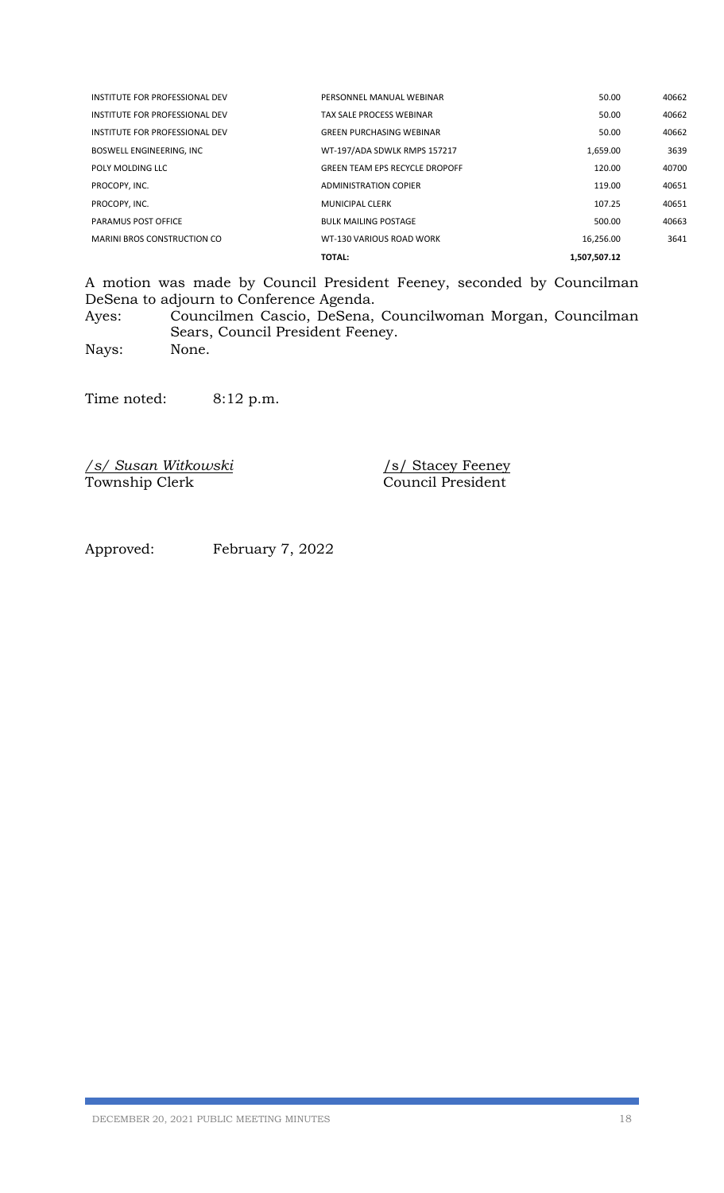| | | | |
|---|---|---|---|
| INSTITUTE FOR PROFESSIONAL DEV | PERSONNEL MANUAL WEBINAR | 50.00 | 40662 |
| INSTITUTE FOR PROFESSIONAL DEV | TAX SALE PROCESS WEBINAR | 50.00 | 40662 |
| INSTITUTE FOR PROFESSIONAL DEV | GREEN PURCHASING WEBINAR | 50.00 | 40662 |
| BOSWELL ENGINEERING, INC | WT-197/ADA SDWLK RMPS 157217 | 1,659.00 | 3639 |
| POLY MOLDING LLC | GREEN TEAM EPS RECYCLE DROPOFF | 120.00 | 40700 |
| PROCOPY, INC. | ADMINISTRATION COPIER | 119.00 | 40651 |
| PROCOPY, INC. | MUNICIPAL CLERK | 107.25 | 40651 |
| PARAMUS POST OFFICE | BULK MAILING POSTAGE | 500.00 | 40663 |
| MARINI BROS CONSTRUCTION CO | WT-130 VARIOUS ROAD WORK | 16,256.00 | 3641 |
| | **TOTAL:** | **1,507,507.12** | |

A motion was made by Council President Feeney, seconded by Councilman DeSena to adjourn to Conference Agenda.

Ayes: Councilmen Cascio, DeSena, Councilwoman Morgan, Councilman Sears, Council President Feeney.

Nays: None.

Time noted: 8:12 p.m.

*/s/ Susan Witkowski*
Township Clerk

/s/ Stacey Feeney
Council President

Approved: February 7, 2022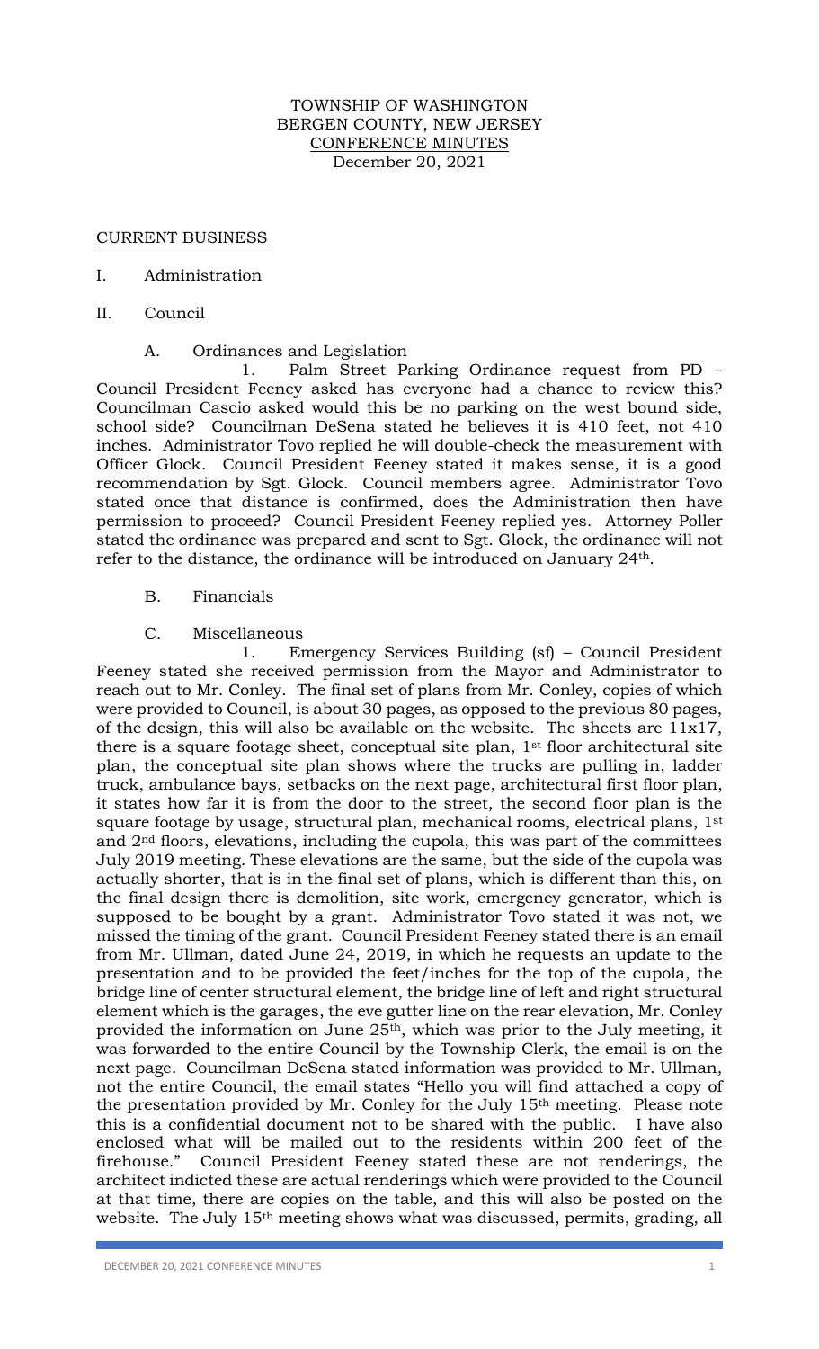TOWNSHIP OF WASHINGTON
BERGEN COUNTY, NEW JERSEY
CONFERENCE MINUTES
December 20, 2021

CURRENT BUSINESS

I. Administration

II. Council

A. Ordinances and Legislation

1. Palm Street Parking Ordinance request from PD – Council President Feeney asked has everyone had a chance to review this? Councilman Cascio asked would this be no parking on the west bound side, school side? Councilman DeSena stated he believes it is 410 feet, not 410 inches. Administrator Tovo replied he will double-check the measurement with Officer Glock. Council President Feeney stated it makes sense, it is a good recommendation by Sgt. Glock. Council members agree. Administrator Tovo stated once that distance is confirmed, does the Administration then have permission to proceed? Council President Feeney replied yes. Attorney Poller stated the ordinance was prepared and sent to Sgt. Glock, the ordinance will not refer to the distance, the ordinance will be introduced on January 24th.

B. Financials

C. Miscellaneous

1. Emergency Services Building (sf) – Council President Feeney stated she received permission from the Mayor and Administrator to reach out to Mr. Conley. The final set of plans from Mr. Conley, copies of which were provided to Council, is about 30 pages, as opposed to the previous 80 pages, of the design, this will also be available on the website. The sheets are 11x17, there is a square footage sheet, conceptual site plan, 1st floor architectural site plan, the conceptual site plan shows where the trucks are pulling in, ladder truck, ambulance bays, setbacks on the next page, architectural first floor plan, it states how far it is from the door to the street, the second floor plan is the square footage by usage, structural plan, mechanical rooms, electrical plans, 1st and 2nd floors, elevations, including the cupola, this was part of the committees July 2019 meeting. These elevations are the same, but the side of the cupola was actually shorter, that is in the final set of plans, which is different than this, on the final design there is demolition, site work, emergency generator, which is supposed to be bought by a grant. Administrator Tovo stated it was not, we missed the timing of the grant. Council President Feeney stated there is an email from Mr. Ullman, dated June 24, 2019, in which he requests an update to the presentation and to be provided the feet/inches for the top of the cupola, the bridge line of center structural element, the bridge line of left and right structural element which is the garages, the eve gutter line on the rear elevation, Mr. Conley provided the information on June 25th, which was prior to the July meeting, it was forwarded to the entire Council by the Township Clerk, the email is on the next page. Councilman DeSena stated information was provided to Mr. Ullman, not the entire Council, the email states "Hello you will find attached a copy of the presentation provided by Mr. Conley for the July 15th meeting. Please note this is a confidential document not to be shared with the public. I have also enclosed what will be mailed out to the residents within 200 feet of the firehouse." Council President Feeney stated these are not renderings, the architect indicted these are actual renderings which were provided to the Council at that time, there are copies on the table, and this will also be posted on the website. The July 15th meeting shows what was discussed, permits, grading, all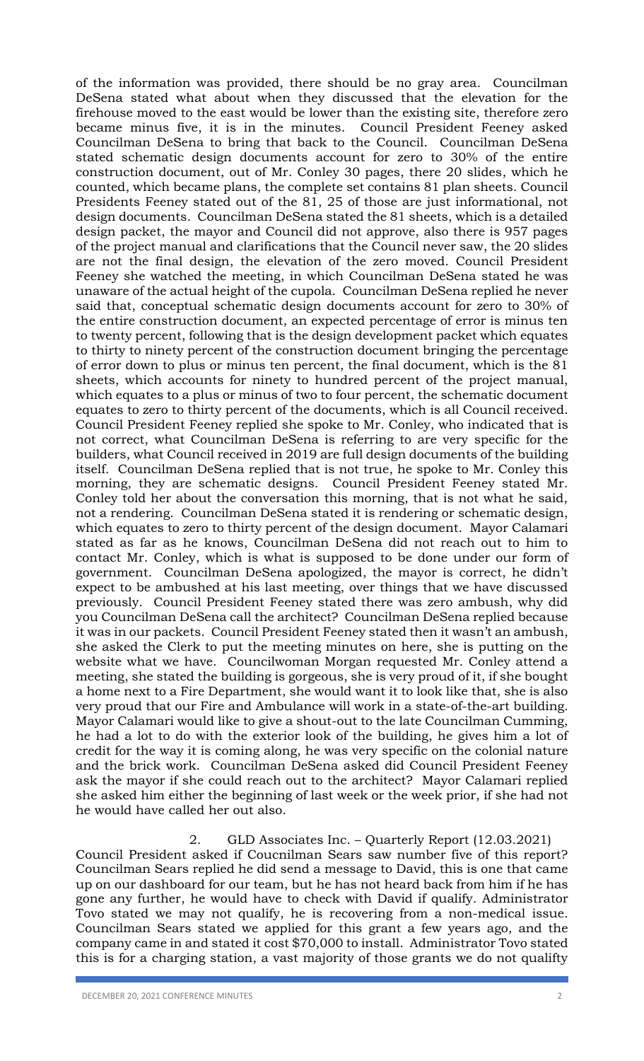of the information was provided, there should be no gray area. Councilman DeSena stated what about when they discussed that the elevation for the firehouse moved to the east would be lower than the existing site, therefore zero became minus five, it is in the minutes. Council President Feeney asked Councilman DeSena to bring that back to the Council. Councilman DeSena stated schematic design documents account for zero to 30% of the entire construction document, out of Mr. Conley 30 pages, there 20 slides, which he counted, which became plans, the complete set contains 81 plan sheets. Council Presidents Feeney stated out of the 81, 25 of those are just informational, not design documents. Councilman DeSena stated the 81 sheets, which is a detailed design packet, the mayor and Council did not approve, also there is 957 pages of the project manual and clarifications that the Council never saw, the 20 slides are not the final design, the elevation of the zero moved. Council President Feeney she watched the meeting, in which Councilman DeSena stated he was unaware of the actual height of the cupola. Councilman DeSena replied he never said that, conceptual schematic design documents account for zero to 30% of the entire construction document, an expected percentage of error is minus ten to twenty percent, following that is the design development packet which equates to thirty to ninety percent of the construction document bringing the percentage of error down to plus or minus ten percent, the final document, which is the 81 sheets, which accounts for ninety to hundred percent of the project manual, which equates to a plus or minus of two to four percent, the schematic document equates to zero to thirty percent of the documents, which is all Council received. Council President Feeney replied she spoke to Mr. Conley, who indicated that is not correct, what Councilman DeSena is referring to are very specific for the builders, what Council received in 2019 are full design documents of the building itself. Councilman DeSena replied that is not true, he spoke to Mr. Conley this morning, they are schematic designs. Council President Feeney stated Mr. Conley told her about the conversation this morning, that is not what he said, not a rendering. Councilman DeSena stated it is rendering or schematic design, which equates to zero to thirty percent of the design document. Mayor Calamari stated as far as he knows, Councilman DeSena did not reach out to him to contact Mr. Conley, which is what is supposed to be done under our form of government. Councilman DeSena apologized, the mayor is correct, he didn't expect to be ambushed at his last meeting, over things that we have discussed previously. Council President Feeney stated there was zero ambush, why did you Councilman DeSena call the architect? Councilman DeSena replied because it was in our packets. Council President Feeney stated then it wasn't an ambush, she asked the Clerk to put the meeting minutes on here, she is putting on the website what we have. Councilwoman Morgan requested Mr. Conley attend a meeting, she stated the building is gorgeous, she is very proud of it, if she bought a home next to a Fire Department, she would want it to look like that, she is also very proud that our Fire and Ambulance will work in a state-of-the-art building. Mayor Calamari would like to give a shout-out to the late Councilman Cumming, he had a lot to do with the exterior look of the building, he gives him a lot of credit for the way it is coming along, he was very specific on the colonial nature and the brick work. Councilman DeSena asked did Council President Feeney ask the mayor if she could reach out to the architect? Mayor Calamari replied she asked him either the beginning of last week or the week prior, if she had not he would have called her out also.

2. GLD Associates Inc. – Quarterly Report (12.03.2021)

Council President asked if Coucnilman Sears saw number five of this report? Councilman Sears replied he did send a message to David, this is one that came up on our dashboard for our team, but he has not heard back from him if he has gone any further, he would have to check with David if qualify. Administrator Tovo stated we may not qualify, he is recovering from a non-medical issue. Councilman Sears stated we applied for this grant a few years ago, and the company came in and stated it cost $70,000 to install. Administrator Tovo stated this is for a charging station, a vast majority of those grants we do not qualifty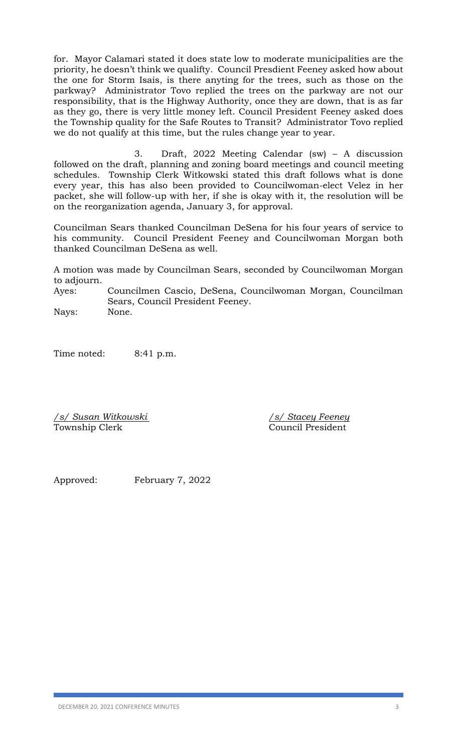for. Mayor Calamari stated it does state low to moderate municipalities are the priority, he doesn't think we qualifty. Council Presdient Feeney asked how about the one for Storm Isais, is there anyting for the trees, such as those on the parkway? Administrator Tovo replied the trees on the parkway are not our responsibility, that is the Highway Authority, once they are down, that is as far as they go, there is very little money left. Council President Feeney asked does the Township quality for the Safe Routes to Transit? Administrator Tovo replied we do not qualify at this time, but the rules change year to year.

3. Draft, 2022 Meeting Calendar (sw) – A discussion followed on the draft, planning and zoning board meetings and council meeting schedules. Township Clerk Witkowski stated this draft follows what is done every year, this has also been provided to Councilwoman-elect Velez in her packet, she will follow-up with her, if she is okay with it, the resolution will be on the reorganization agenda, January 3, for approval.

Councilman Sears thanked Councilman DeSena for his four years of service to his community. Council President Feeney and Councilwoman Morgan both thanked Councilman DeSena as well.

A motion was made by Councilman Sears, seconded by Councilwoman Morgan to adjourn.

Ayes: Councilmen Cascio, DeSena, Councilwoman Morgan, Councilman Sears, Council President Feeney.

Nays: None.

Time noted: 8:41 p.m.

*/s/ Susan Witkowski*
Township Clerk

*/s/ Stacey Feeney*
Council President

Approved: February 7, 2022